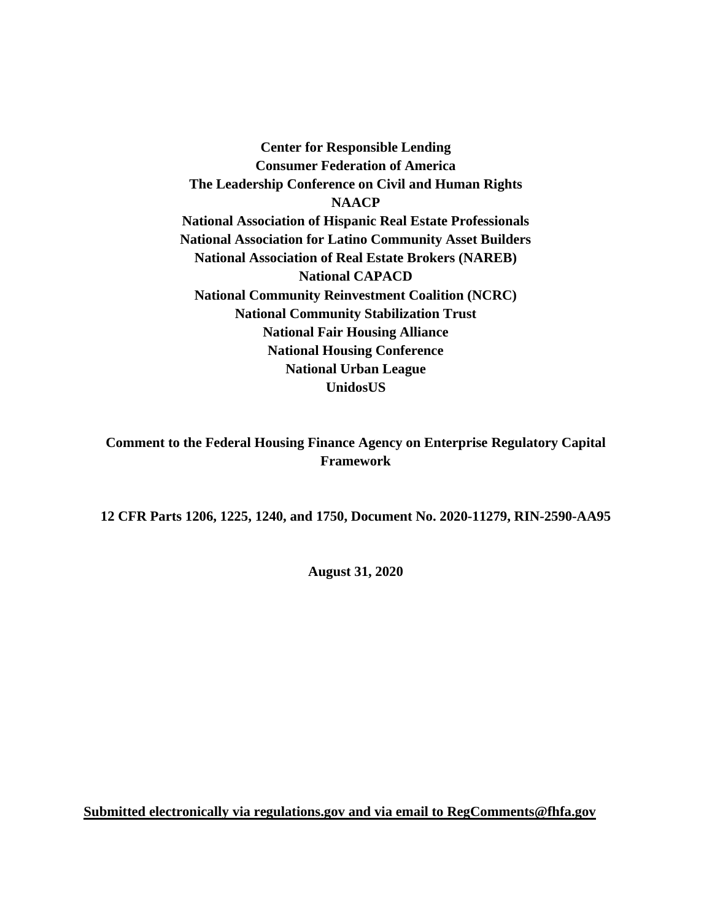**Center for Responsible Lending**
**Consumer Federation of America**
**The Leadership Conference on Civil and Human Rights**
**NAACP**
**National Association of Hispanic Real Estate Professionals**
**National Association for Latino Community Asset Builders**
**National Association of Real Estate Brokers (NAREB)**
**National CAPACD**
**National Community Reinvestment Coalition (NCRC)**
**National Community Stabilization Trust**
**National Fair Housing Alliance**
**National Housing Conference**
**National Urban League**
**UnidosUS**

# Comment to the Federal Housing Finance Agency on Enterprise Regulatory Capital Framework

**12 CFR Parts 1206, 1225, 1240, and 1750, Document No. 2020-11279, RIN-2590-AA95**

**August 31, 2020**

**Submitted electronically via regulations.gov and via email to RegComments@fhfa.gov**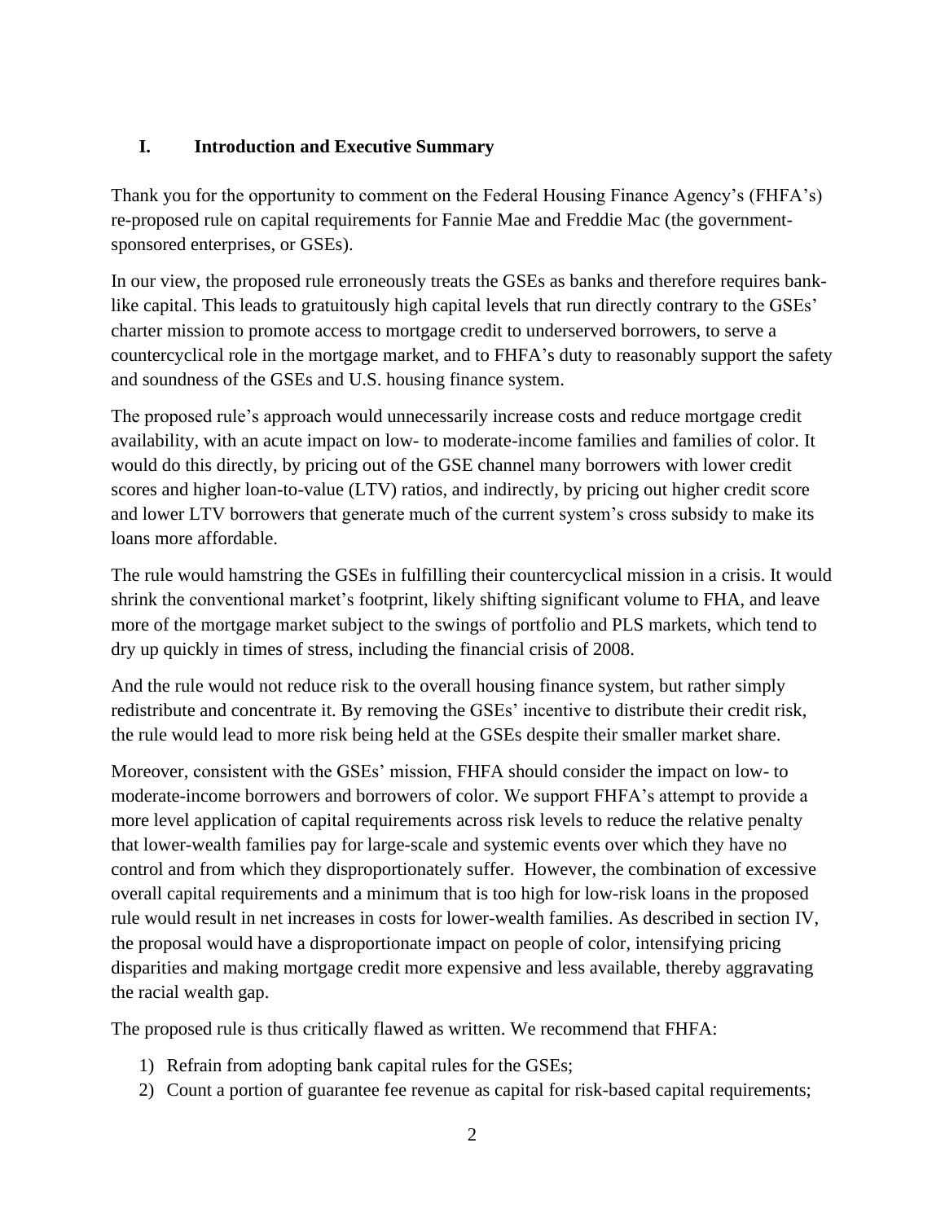## I. Introduction and Executive Summary

Thank you for the opportunity to comment on the Federal Housing Finance Agency's (FHFA's) re-proposed rule on capital requirements for Fannie Mae and Freddie Mac (the government-sponsored enterprises, or GSEs).

In our view, the proposed rule erroneously treats the GSEs as banks and therefore requires bank-like capital. This leads to gratuitously high capital levels that run directly contrary to the GSEs' charter mission to promote access to mortgage credit to underserved borrowers, to serve a countercyclical role in the mortgage market, and to FHFA's duty to reasonably support the safety and soundness of the GSEs and U.S. housing finance system.

The proposed rule's approach would unnecessarily increase costs and reduce mortgage credit availability, with an acute impact on low- to moderate-income families and families of color. It would do this directly, by pricing out of the GSE channel many borrowers with lower credit scores and higher loan-to-value (LTV) ratios, and indirectly, by pricing out higher credit score and lower LTV borrowers that generate much of the current system's cross subsidy to make its loans more affordable.

The rule would hamstring the GSEs in fulfilling their countercyclical mission in a crisis. It would shrink the conventional market's footprint, likely shifting significant volume to FHA, and leave more of the mortgage market subject to the swings of portfolio and PLS markets, which tend to dry up quickly in times of stress, including the financial crisis of 2008.

And the rule would not reduce risk to the overall housing finance system, but rather simply redistribute and concentrate it. By removing the GSEs' incentive to distribute their credit risk, the rule would lead to more risk being held at the GSEs despite their smaller market share.

Moreover, consistent with the GSEs' mission, FHFA should consider the impact on low- to moderate-income borrowers and borrowers of color. We support FHFA's attempt to provide a more level application of capital requirements across risk levels to reduce the relative penalty that lower-wealth families pay for large-scale and systemic events over which they have no control and from which they disproportionately suffer. However, the combination of excessive overall capital requirements and a minimum that is too high for low-risk loans in the proposed rule would result in net increases in costs for lower-wealth families. As described in section IV, the proposal would have a disproportionate impact on people of color, intensifying pricing disparities and making mortgage credit more expensive and less available, thereby aggravating the racial wealth gap.

The proposed rule is thus critically flawed as written. We recommend that FHFA:

1) Refrain from adopting bank capital rules for the GSEs;
2) Count a portion of guarantee fee revenue as capital for risk-based capital requirements;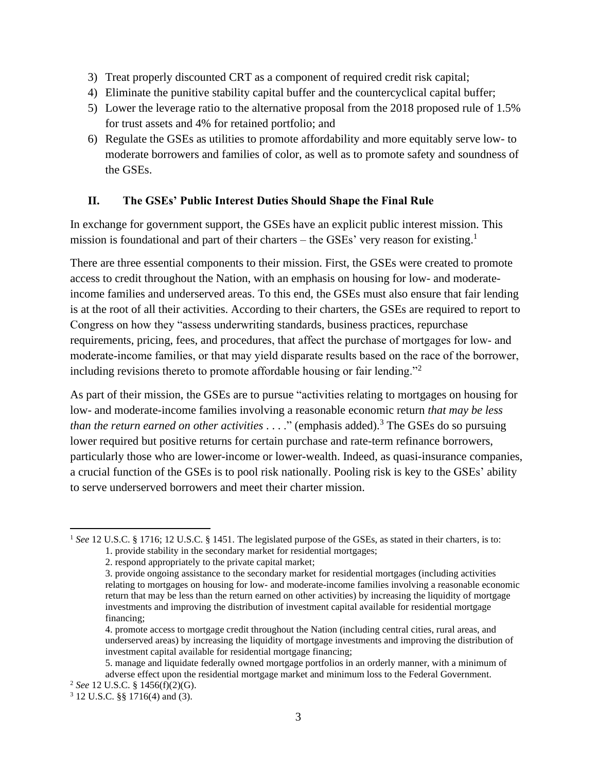3) Treat properly discounted CRT as a component of required credit risk capital;
4) Eliminate the punitive stability capital buffer and the countercyclical capital buffer;
5) Lower the leverage ratio to the alternative proposal from the 2018 proposed rule of 1.5% for trust assets and 4% for retained portfolio; and
6) Regulate the GSEs as utilities to promote affordability and more equitably serve low- to moderate borrowers and families of color, as well as to promote safety and soundness of the GSEs.

## II. The GSEs' Public Interest Duties Should Shape the Final Rule

In exchange for government support, the GSEs have an explicit public interest mission. This mission is foundational and part of their charters – the GSEs' very reason for existing.[1]

There are three essential components to their mission. First, the GSEs were created to promote access to credit throughout the Nation, with an emphasis on housing for low- and moderate-income families and underserved areas. To this end, the GSEs must also ensure that fair lending is at the root of all their activities. According to their charters, the GSEs are required to report to Congress on how they "assess underwriting standards, business practices, repurchase requirements, pricing, fees, and procedures, that affect the purchase of mortgages for low- and moderate-income families, or that may yield disparate results based on the race of the borrower, including revisions thereto to promote affordable housing or fair lending."[2]

As part of their mission, the GSEs are to pursue "activities relating to mortgages on housing for low- and moderate-income families involving a reasonable economic return *that may be less than the return earned on other activities* . . . ." (emphasis added).[3] The GSEs do so pursuing lower required but positive returns for certain purchase and rate-term refinance borrowers, particularly those who are lower-income or lower-wealth. Indeed, as quasi-insurance companies, a crucial function of the GSEs is to pool risk nationally. Pooling risk is key to the GSEs' ability to serve underserved borrowers and meet their charter mission.

---

[1] *See* 12 U.S.C. § 1716; 12 U.S.C. § 1451. The legislated purpose of the GSEs, as stated in their charters, is to:

1. provide stability in the secondary market for residential mortgages;
2. respond appropriately to the private capital market;
3. provide ongoing assistance to the secondary market for residential mortgages (including activities relating to mortgages on housing for low- and moderate-income families involving a reasonable economic return that may be less than the return earned on other activities) by increasing the liquidity of mortgage investments and improving the distribution of investment capital available for residential mortgage financing;
4. promote access to mortgage credit throughout the Nation (including central cities, rural areas, and underserved areas) by increasing the liquidity of mortgage investments and improving the distribution of investment capital available for residential mortgage financing;
5. manage and liquidate federally owned mortgage portfolios in an orderly manner, with a minimum of adverse effect upon the residential mortgage market and minimum loss to the Federal Government.

[2] *See* 12 U.S.C. § 1456(f)(2)(G).

[3] 12 U.S.C. §§ 1716(4) and (3).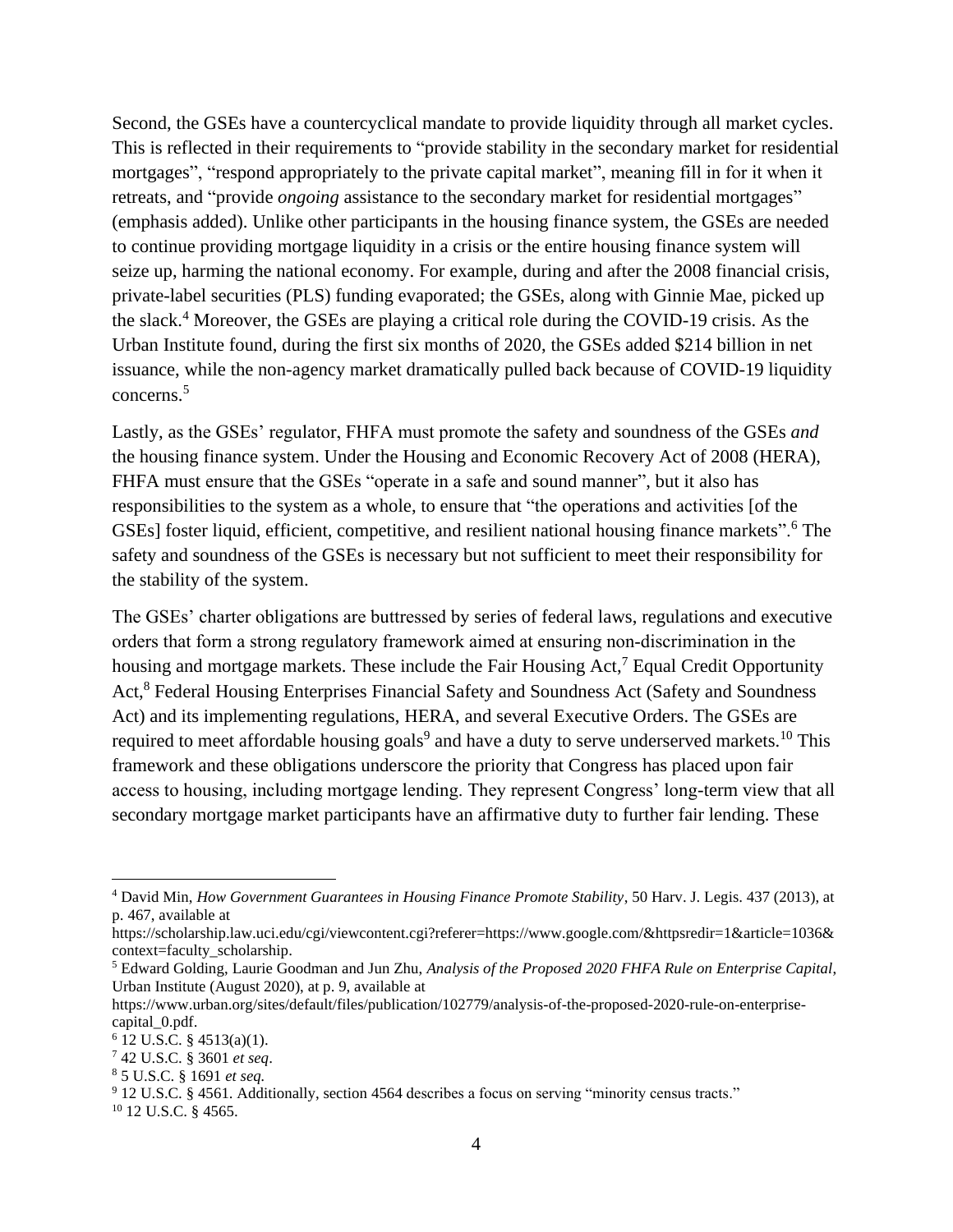Second, the GSEs have a countercyclical mandate to provide liquidity through all market cycles. This is reflected in their requirements to "provide stability in the secondary market for residential mortgages", "respond appropriately to the private capital market", meaning fill in for it when it retreats, and "provide *ongoing* assistance to the secondary market for residential mortgages" (emphasis added). Unlike other participants in the housing finance system, the GSEs are needed to continue providing mortgage liquidity in a crisis or the entire housing finance system will seize up, harming the national economy. For example, during and after the 2008 financial crisis, private-label securities (PLS) funding evaporated; the GSEs, along with Ginnie Mae, picked up the slack.[4] Moreover, the GSEs are playing a critical role during the COVID-19 crisis. As the Urban Institute found, during the first six months of 2020, the GSEs added $214 billion in net issuance, while the non-agency market dramatically pulled back because of COVID-19 liquidity concerns.[5]

Lastly, as the GSEs' regulator, FHFA must promote the safety and soundness of the GSEs *and* the housing finance system. Under the Housing and Economic Recovery Act of 2008 (HERA), FHFA must ensure that the GSEs "operate in a safe and sound manner", but it also has responsibilities to the system as a whole, to ensure that "the operations and activities [of the GSEs] foster liquid, efficient, competitive, and resilient national housing finance markets".[6] The safety and soundness of the GSEs is necessary but not sufficient to meet their responsibility for the stability of the system.

The GSEs' charter obligations are buttressed by series of federal laws, regulations and executive orders that form a strong regulatory framework aimed at ensuring non-discrimination in the housing and mortgage markets. These include the Fair Housing Act,[7] Equal Credit Opportunity Act,[8] Federal Housing Enterprises Financial Safety and Soundness Act (Safety and Soundness Act) and its implementing regulations, HERA, and several Executive Orders. The GSEs are required to meet affordable housing goals[9] and have a duty to serve underserved markets.[10] This framework and these obligations underscore the priority that Congress has placed upon fair access to housing, including mortgage lending. They represent Congress' long-term view that all secondary mortgage market participants have an affirmative duty to further fair lending. These

---

[4] David Min, *How Government Guarantees in Housing Finance Promote Stability*, 50 Harv. J. Legis. 437 (2013), at p. 467, available at https://scholarship.law.uci.edu/cgi/viewcontent.cgi?referer=https://www.google.com/&httpsredir=1&article=1036&context=faculty_scholarship.

[5] Edward Golding, Laurie Goodman and Jun Zhu, *Analysis of the Proposed 2020 FHFA Rule on Enterprise Capital*, Urban Institute (August 2020), at p. 9, available at https://www.urban.org/sites/default/files/publication/102779/analysis-of-the-proposed-2020-rule-on-enterprise-capital_0.pdf.

[6] 12 U.S.C. § 4513(a)(1).

[7] 42 U.S.C. § 3601 *et seq*.

[8] 5 U.S.C. § 1691 *et seq.*

[9] 12 U.S.C. § 4561. Additionally, section 4564 describes a focus on serving "minority census tracts."

[10] 12 U.S.C. § 4565.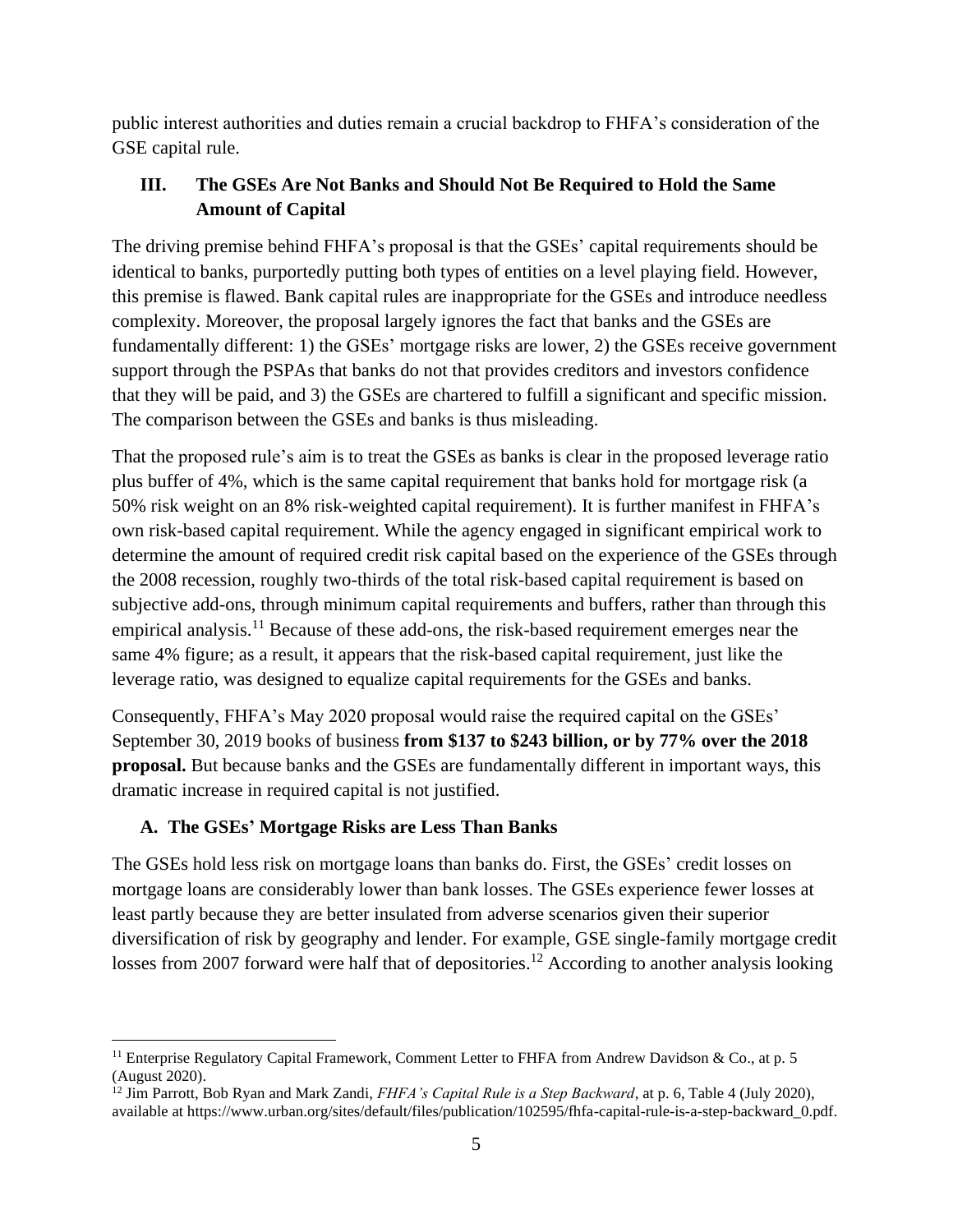public interest authorities and duties remain a crucial backdrop to FHFA's consideration of the GSE capital rule.

## III. The GSEs Are Not Banks and Should Not Be Required to Hold the Same Amount of Capital

The driving premise behind FHFA's proposal is that the GSEs' capital requirements should be identical to banks, purportedly putting both types of entities on a level playing field. However, this premise is flawed. Bank capital rules are inappropriate for the GSEs and introduce needless complexity. Moreover, the proposal largely ignores the fact that banks and the GSEs are fundamentally different: 1) the GSEs' mortgage risks are lower, 2) the GSEs receive government support through the PSPAs that banks do not that provides creditors and investors confidence that they will be paid, and 3) the GSEs are chartered to fulfill a significant and specific mission. The comparison between the GSEs and banks is thus misleading.

That the proposed rule's aim is to treat the GSEs as banks is clear in the proposed leverage ratio plus buffer of 4%, which is the same capital requirement that banks hold for mortgage risk (a 50% risk weight on an 8% risk-weighted capital requirement). It is further manifest in FHFA's own risk-based capital requirement. While the agency engaged in significant empirical work to determine the amount of required credit risk capital based on the experience of the GSEs through the 2008 recession, roughly two-thirds of the total risk-based capital requirement is based on subjective add-ons, through minimum capital requirements and buffers, rather than through this empirical analysis.[11] Because of these add-ons, the risk-based requirement emerges near the same 4% figure; as a result, it appears that the risk-based capital requirement, just like the leverage ratio, was designed to equalize capital requirements for the GSEs and banks.

Consequently, FHFA's May 2020 proposal would raise the required capital on the GSEs' September 30, 2019 books of business **from \$137 to \$243 billion, or by 77% over the 2018 proposal.** But because banks and the GSEs are fundamentally different in important ways, this dramatic increase in required capital is not justified.

### A. The GSEs' Mortgage Risks are Less Than Banks

The GSEs hold less risk on mortgage loans than banks do. First, the GSEs' credit losses on mortgage loans are considerably lower than bank losses. The GSEs experience fewer losses at least partly because they are better insulated from adverse scenarios given their superior diversification of risk by geography and lender. For example, GSE single-family mortgage credit losses from 2007 forward were half that of depositories.[12] According to another analysis looking

---

[11] Enterprise Regulatory Capital Framework, Comment Letter to FHFA from Andrew Davidson & Co., at p. 5 (August 2020).

[12] Jim Parrott, Bob Ryan and Mark Zandi, *FHFA's Capital Rule is a Step Backward*, at p. 6, Table 4 (July 2020), available at https://www.urban.org/sites/default/files/publication/102595/fhfa-capital-rule-is-a-step-backward_0.pdf.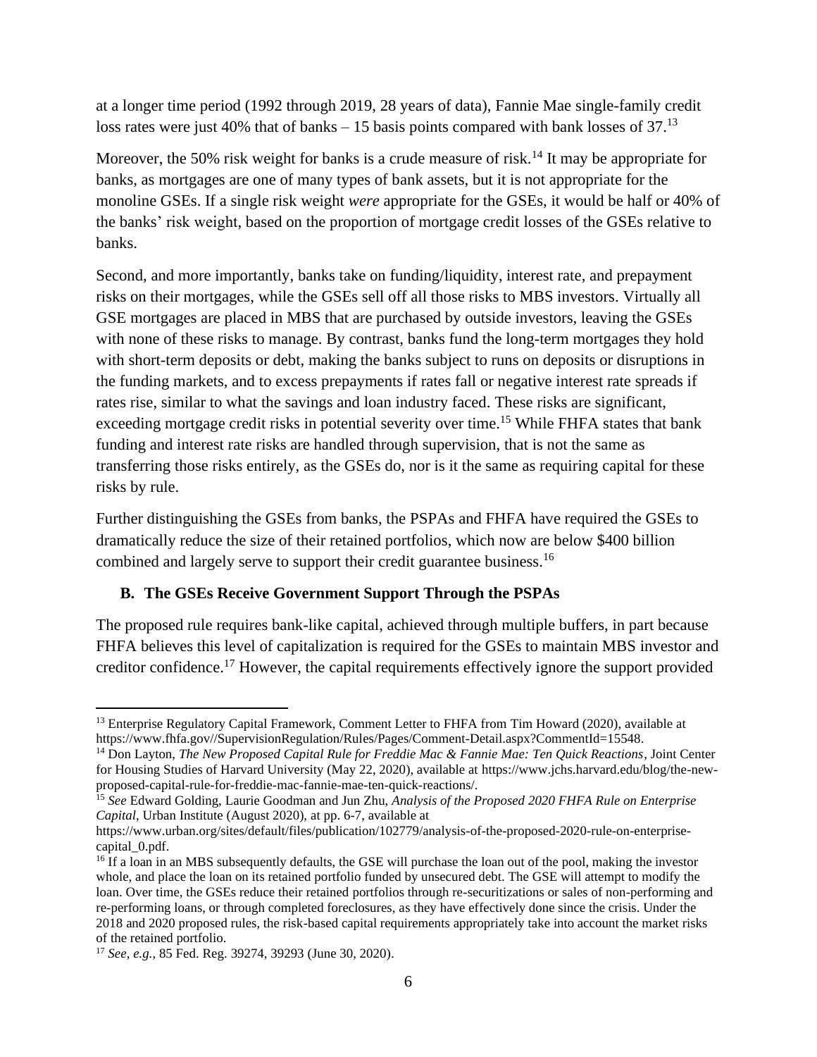at a longer time period (1992 through 2019, 28 years of data), Fannie Mae single-family credit loss rates were just 40% that of banks – 15 basis points compared with bank losses of 37.[13]

Moreover, the 50% risk weight for banks is a crude measure of risk.[14] It may be appropriate for banks, as mortgages are one of many types of bank assets, but it is not appropriate for the monoline GSEs. If a single risk weight *were* appropriate for the GSEs, it would be half or 40% of the banks' risk weight, based on the proportion of mortgage credit losses of the GSEs relative to banks.

Second, and more importantly, banks take on funding/liquidity, interest rate, and prepayment risks on their mortgages, while the GSEs sell off all those risks to MBS investors. Virtually all GSE mortgages are placed in MBS that are purchased by outside investors, leaving the GSEs with none of these risks to manage. By contrast, banks fund the long-term mortgages they hold with short-term deposits or debt, making the banks subject to runs on deposits or disruptions in the funding markets, and to excess prepayments if rates fall or negative interest rate spreads if rates rise, similar to what the savings and loan industry faced. These risks are significant, exceeding mortgage credit risks in potential severity over time.[15] While FHFA states that bank funding and interest rate risks are handled through supervision, that is not the same as transferring those risks entirely, as the GSEs do, nor is it the same as requiring capital for these risks by rule.

Further distinguishing the GSEs from banks, the PSPAs and FHFA have required the GSEs to dramatically reduce the size of their retained portfolios, which now are below $400 billion combined and largely serve to support their credit guarantee business.[16]

### B. The GSEs Receive Government Support Through the PSPAs

The proposed rule requires bank-like capital, achieved through multiple buffers, in part because FHFA believes this level of capitalization is required for the GSEs to maintain MBS investor and creditor confidence.[17] However, the capital requirements effectively ignore the support provided

---

[13] Enterprise Regulatory Capital Framework, Comment Letter to FHFA from Tim Howard (2020), available at https://www.fhfa.gov//SupervisionRegulation/Rules/Pages/Comment-Detail.aspx?CommentId=15548.

[14] Don Layton, *The New Proposed Capital Rule for Freddie Mac & Fannie Mae: Ten Quick Reactions*, Joint Center for Housing Studies of Harvard University (May 22, 2020), available at https://www.jchs.harvard.edu/blog/the-new-proposed-capital-rule-for-freddie-mac-fannie-mae-ten-quick-reactions/.

[15] *See* Edward Golding, Laurie Goodman and Jun Zhu, *Analysis of the Proposed 2020 FHFA Rule on Enterprise Capital*, Urban Institute (August 2020), at pp. 6-7, available at https://www.urban.org/sites/default/files/publication/102779/analysis-of-the-proposed-2020-rule-on-enterprise-capital_0.pdf.

[16] If a loan in an MBS subsequently defaults, the GSE will purchase the loan out of the pool, making the investor whole, and place the loan on its retained portfolio funded by unsecured debt. The GSE will attempt to modify the loan. Over time, the GSEs reduce their retained portfolios through re-securitizations or sales of non-performing and re-performing loans, or through completed foreclosures, as they have effectively done since the crisis. Under the 2018 and 2020 proposed rules, the risk-based capital requirements appropriately take into account the market risks of the retained portfolio.

[17] *See, e.g.*, 85 Fed. Reg. 39274, 39293 (June 30, 2020).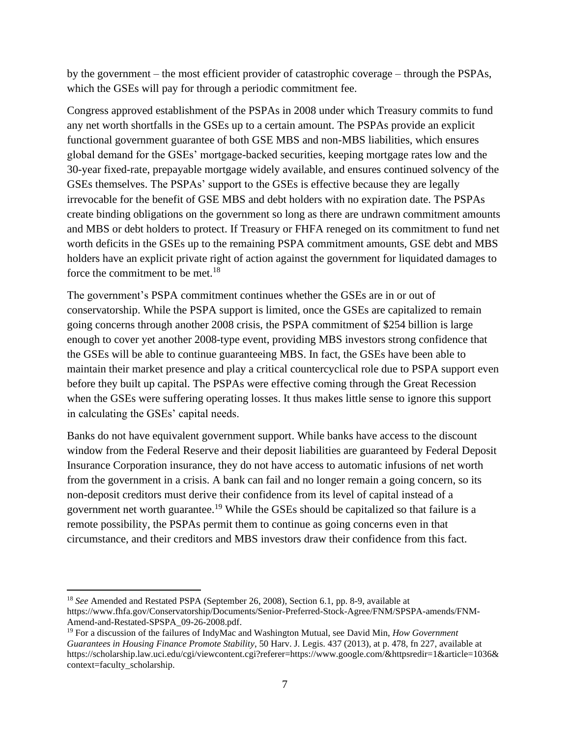by the government – the most efficient provider of catastrophic coverage – through the PSPAs, which the GSEs will pay for through a periodic commitment fee.

Congress approved establishment of the PSPAs in 2008 under which Treasury commits to fund any net worth shortfalls in the GSEs up to a certain amount. The PSPAs provide an explicit functional government guarantee of both GSE MBS and non-MBS liabilities, which ensures global demand for the GSEs' mortgage-backed securities, keeping mortgage rates low and the 30-year fixed-rate, prepayable mortgage widely available, and ensures continued solvency of the GSEs themselves. The PSPAs' support to the GSEs is effective because they are legally irrevocable for the benefit of GSE MBS and debt holders with no expiration date. The PSPAs create binding obligations on the government so long as there are undrawn commitment amounts and MBS or debt holders to protect. If Treasury or FHFA reneged on its commitment to fund net worth deficits in the GSEs up to the remaining PSPA commitment amounts, GSE debt and MBS holders have an explicit private right of action against the government for liquidated damages to force the commitment to be met.[18]

The government's PSPA commitment continues whether the GSEs are in or out of conservatorship. While the PSPA support is limited, once the GSEs are capitalized to remain going concerns through another 2008 crisis, the PSPA commitment of $254 billion is large enough to cover yet another 2008-type event, providing MBS investors strong confidence that the GSEs will be able to continue guaranteeing MBS. In fact, the GSEs have been able to maintain their market presence and play a critical countercyclical role due to PSPA support even before they built up capital. The PSPAs were effective coming through the Great Recession when the GSEs were suffering operating losses. It thus makes little sense to ignore this support in calculating the GSEs' capital needs.

Banks do not have equivalent government support. While banks have access to the discount window from the Federal Reserve and their deposit liabilities are guaranteed by Federal Deposit Insurance Corporation insurance, they do not have access to automatic infusions of net worth from the government in a crisis. A bank can fail and no longer remain a going concern, so its non-deposit creditors must derive their confidence from its level of capital instead of a government net worth guarantee.[19] While the GSEs should be capitalized so that failure is a remote possibility, the PSPAs permit them to continue as going concerns even in that circumstance, and their creditors and MBS investors draw their confidence from this fact.

---

[18] *See* Amended and Restated PSPA (September 26, 2008), Section 6.1, pp. 8-9, available at https://www.fhfa.gov/Conservatorship/Documents/Senior-Preferred-Stock-Agree/FNM/SPSPA-amends/FNM-Amend-and-Restated-SPSPA_09-26-2008.pdf.

[19] For a discussion of the failures of IndyMac and Washington Mutual, see David Min, *How Government Guarantees in Housing Finance Promote Stability*, 50 Harv. J. Legis. 437 (2013), at p. 478, fn 227, available at https://scholarship.law.uci.edu/cgi/viewcontent.cgi?referer=https://www.google.com/&httpsredir=1&article=1036&context=faculty_scholarship.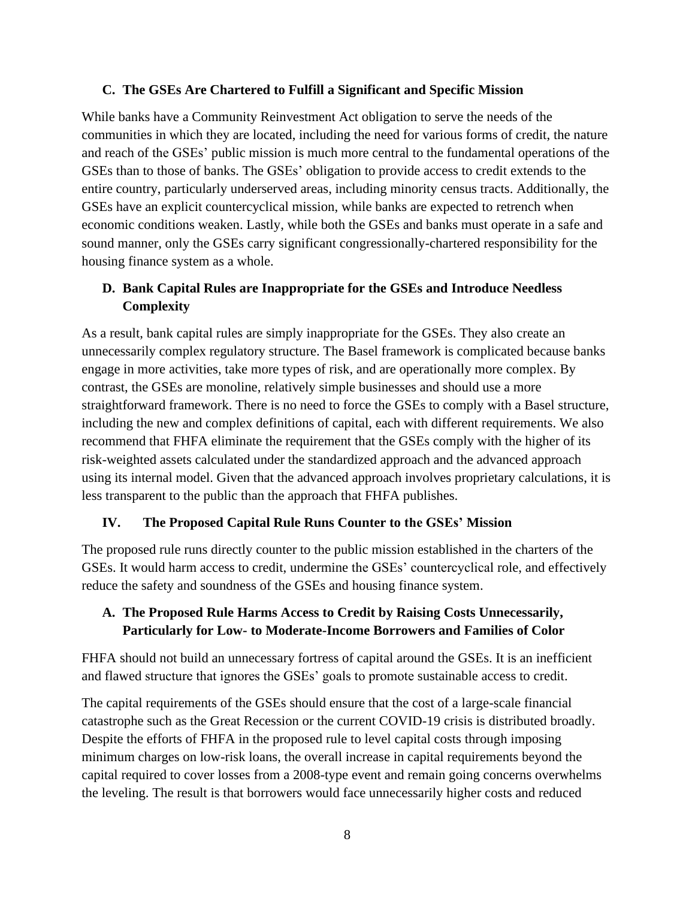### C. The GSEs Are Chartered to Fulfill a Significant and Specific Mission

While banks have a Community Reinvestment Act obligation to serve the needs of the communities in which they are located, including the need for various forms of credit, the nature and reach of the GSEs' public mission is much more central to the fundamental operations of the GSEs than to those of banks. The GSEs' obligation to provide access to credit extends to the entire country, particularly underserved areas, including minority census tracts. Additionally, the GSEs have an explicit countercyclical mission, while banks are expected to retrench when economic conditions weaken. Lastly, while both the GSEs and banks must operate in a safe and sound manner, only the GSEs carry significant congressionally-chartered responsibility for the housing finance system as a whole.

### D. Bank Capital Rules are Inappropriate for the GSEs and Introduce Needless Complexity

As a result, bank capital rules are simply inappropriate for the GSEs. They also create an unnecessarily complex regulatory structure. The Basel framework is complicated because banks engage in more activities, take more types of risk, and are operationally more complex. By contrast, the GSEs are monoline, relatively simple businesses and should use a more straightforward framework. There is no need to force the GSEs to comply with a Basel structure, including the new and complex definitions of capital, each with different requirements. We also recommend that FHFA eliminate the requirement that the GSEs comply with the higher of its risk-weighted assets calculated under the standardized approach and the advanced approach using its internal model. Given that the advanced approach involves proprietary calculations, it is less transparent to the public than the approach that FHFA publishes.

## IV. The Proposed Capital Rule Runs Counter to the GSEs' Mission

The proposed rule runs directly counter to the public mission established in the charters of the GSEs. It would harm access to credit, undermine the GSEs' countercyclical role, and effectively reduce the safety and soundness of the GSEs and housing finance system.

### A. The Proposed Rule Harms Access to Credit by Raising Costs Unnecessarily, Particularly for Low- to Moderate-Income Borrowers and Families of Color

FHFA should not build an unnecessary fortress of capital around the GSEs. It is an inefficient and flawed structure that ignores the GSEs' goals to promote sustainable access to credit.

The capital requirements of the GSEs should ensure that the cost of a large-scale financial catastrophe such as the Great Recession or the current COVID-19 crisis is distributed broadly. Despite the efforts of FHFA in the proposed rule to level capital costs through imposing minimum charges on low-risk loans, the overall increase in capital requirements beyond the capital required to cover losses from a 2008-type event and remain going concerns overwhelms the leveling. The result is that borrowers would face unnecessarily higher costs and reduced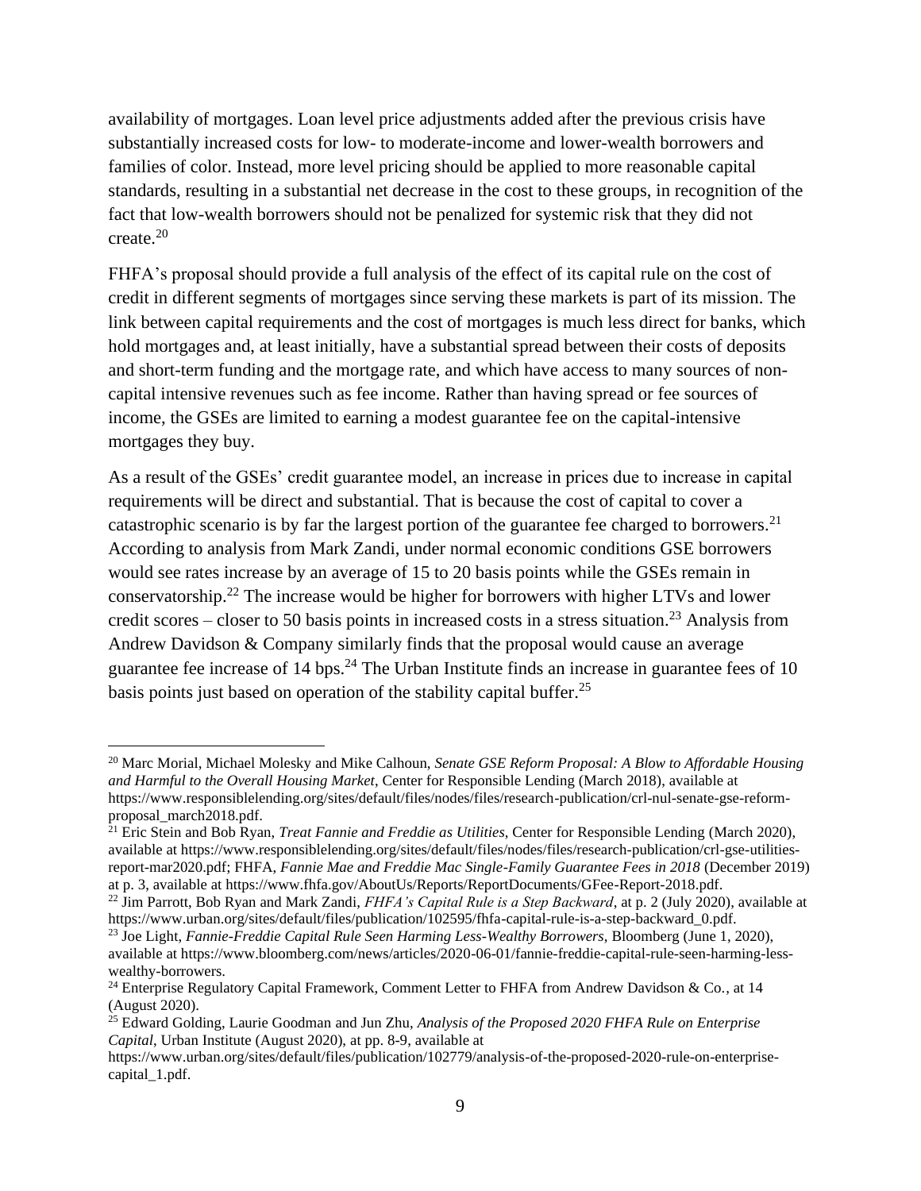availability of mortgages. Loan level price adjustments added after the previous crisis have substantially increased costs for low- to moderate-income and lower-wealth borrowers and families of color. Instead, more level pricing should be applied to more reasonable capital standards, resulting in a substantial net decrease in the cost to these groups, in recognition of the fact that low-wealth borrowers should not be penalized for systemic risk that they did not create.[20]

FHFA's proposal should provide a full analysis of the effect of its capital rule on the cost of credit in different segments of mortgages since serving these markets is part of its mission. The link between capital requirements and the cost of mortgages is much less direct for banks, which hold mortgages and, at least initially, have a substantial spread between their costs of deposits and short-term funding and the mortgage rate, and which have access to many sources of non-capital intensive revenues such as fee income. Rather than having spread or fee sources of income, the GSEs are limited to earning a modest guarantee fee on the capital-intensive mortgages they buy.

As a result of the GSEs' credit guarantee model, an increase in prices due to increase in capital requirements will be direct and substantial. That is because the cost of capital to cover a catastrophic scenario is by far the largest portion of the guarantee fee charged to borrowers.[21] According to analysis from Mark Zandi, under normal economic conditions GSE borrowers would see rates increase by an average of 15 to 20 basis points while the GSEs remain in conservatorship.[22] The increase would be higher for borrowers with higher LTVs and lower credit scores – closer to 50 basis points in increased costs in a stress situation.[23] Analysis from Andrew Davidson & Company similarly finds that the proposal would cause an average guarantee fee increase of 14 bps.[24] The Urban Institute finds an increase in guarantee fees of 10 basis points just based on operation of the stability capital buffer.[25]

---

[20] Marc Morial, Michael Molesky and Mike Calhoun, *Senate GSE Reform Proposal: A Blow to Affordable Housing and Harmful to the Overall Housing Market*, Center for Responsible Lending (March 2018), available at https://www.responsiblelending.org/sites/default/files/nodes/files/research-publication/crl-nul-senate-gse-reform-proposal_march2018.pdf.

[21] Eric Stein and Bob Ryan, *Treat Fannie and Freddie as Utilities*, Center for Responsible Lending (March 2020), available at https://www.responsiblelending.org/sites/default/files/nodes/files/research-publication/crl-gse-utilities-report-mar2020.pdf; FHFA, *Fannie Mae and Freddie Mac Single-Family Guarantee Fees in 2018* (December 2019) at p. 3, available at https://www.fhfa.gov/AboutUs/Reports/ReportDocuments/GFee-Report-2018.pdf.

[22] Jim Parrott, Bob Ryan and Mark Zandi, *FHFA's Capital Rule is a Step Backward*, at p. 2 (July 2020), available at https://www.urban.org/sites/default/files/publication/102595/fhfa-capital-rule-is-a-step-backward_0.pdf.

[23] Joe Light, *Fannie-Freddie Capital Rule Seen Harming Less-Wealthy Borrowers*, Bloomberg (June 1, 2020), available at https://www.bloomberg.com/news/articles/2020-06-01/fannie-freddie-capital-rule-seen-harming-less-wealthy-borrowers.

[24] Enterprise Regulatory Capital Framework, Comment Letter to FHFA from Andrew Davidson & Co., at 14 (August 2020).

[25] Edward Golding, Laurie Goodman and Jun Zhu, *Analysis of the Proposed 2020 FHFA Rule on Enterprise Capital*, Urban Institute (August 2020), at pp. 8-9, available at https://www.urban.org/sites/default/files/publication/102779/analysis-of-the-proposed-2020-rule-on-enterprise-capital_1.pdf.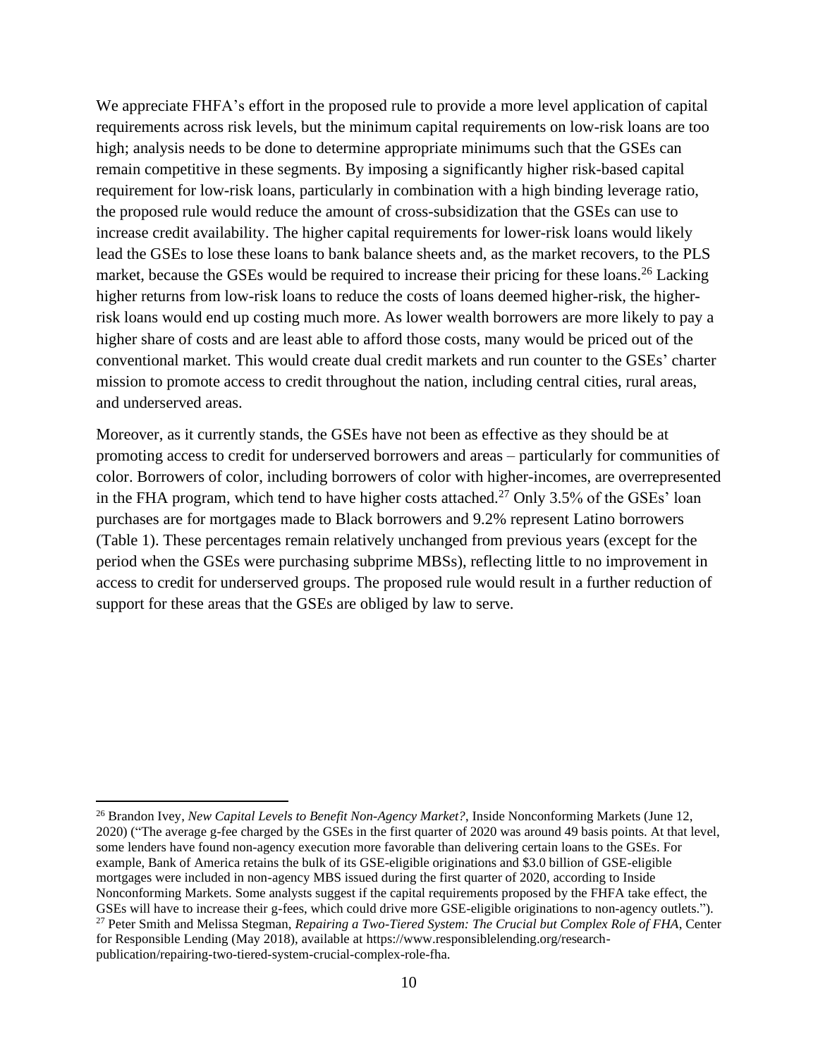We appreciate FHFA's effort in the proposed rule to provide a more level application of capital requirements across risk levels, but the minimum capital requirements on low-risk loans are too high; analysis needs to be done to determine appropriate minimums such that the GSEs can remain competitive in these segments. By imposing a significantly higher risk-based capital requirement for low-risk loans, particularly in combination with a high binding leverage ratio, the proposed rule would reduce the amount of cross-subsidization that the GSEs can use to increase credit availability. The higher capital requirements for lower-risk loans would likely lead the GSEs to lose these loans to bank balance sheets and, as the market recovers, to the PLS market, because the GSEs would be required to increase their pricing for these loans.[26] Lacking higher returns from low-risk loans to reduce the costs of loans deemed higher-risk, the higher-risk loans would end up costing much more. As lower wealth borrowers are more likely to pay a higher share of costs and are least able to afford those costs, many would be priced out of the conventional market. This would create dual credit markets and run counter to the GSEs' charter mission to promote access to credit throughout the nation, including central cities, rural areas, and underserved areas.

Moreover, as it currently stands, the GSEs have not been as effective as they should be at promoting access to credit for underserved borrowers and areas – particularly for communities of color. Borrowers of color, including borrowers of color with higher-incomes, are overrepresented in the FHA program, which tend to have higher costs attached.[27] Only 3.5% of the GSEs' loan purchases are for mortgages made to Black borrowers and 9.2% represent Latino borrowers (Table 1). These percentages remain relatively unchanged from previous years (except for the period when the GSEs were purchasing subprime MBSs), reflecting little to no improvement in access to credit for underserved groups. The proposed rule would result in a further reduction of support for these areas that the GSEs are obliged by law to serve.

---

[26] Brandon Ivey, *New Capital Levels to Benefit Non-Agency Market?*, Inside Nonconforming Markets (June 12, 2020) ("The average g-fee charged by the GSEs in the first quarter of 2020 was around 49 basis points. At that level, some lenders have found non-agency execution more favorable than delivering certain loans to the GSEs. For example, Bank of America retains the bulk of its GSE-eligible originations and $3.0 billion of GSE-eligible mortgages were included in non-agency MBS issued during the first quarter of 2020, according to Inside Nonconforming Markets. Some analysts suggest if the capital requirements proposed by the FHFA take effect, the GSEs will have to increase their g-fees, which could drive more GSE-eligible originations to non-agency outlets.").

[27] Peter Smith and Melissa Stegman, *Repairing a Two-Tiered System: The Crucial but Complex Role of FHA*, Center for Responsible Lending (May 2018), available at https://www.responsiblelending.org/research-publication/repairing-two-tiered-system-crucial-complex-role-fha.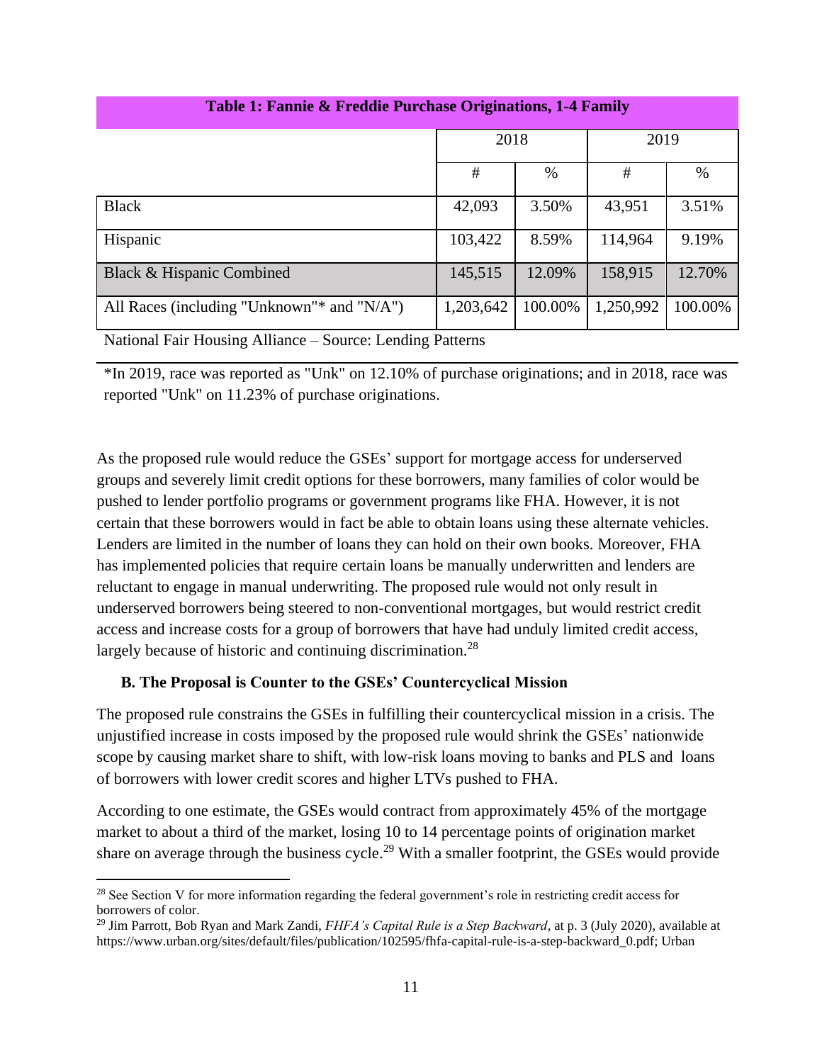**Table 1: Fannie & Freddie Purchase Originations, 1-4 Family**

| | 2018 | | 2019 | |
|---|---|---|---|---|
| | # | % | # | % |
| Black | 42,093 | 3.50% | 43,951 | 3.51% |
| Hispanic | 103,422 | 8.59% | 114,964 | 9.19% |
| Black & Hispanic Combined | 145,515 | 12.09% | 158,915 | 12.70% |
| All Races (including "Unknown"* and "N/A") | 1,203,642 | 100.00% | 1,250,992 | 100.00% |

National Fair Housing Alliance – Source: Lending Patterns

*In 2019, race was reported as "Unk" on 12.10% of purchase originations; and in 2018, race was reported "Unk" on 11.23% of purchase originations.

As the proposed rule would reduce the GSEs' support for mortgage access for underserved groups and severely limit credit options for these borrowers, many families of color would be pushed to lender portfolio programs or government programs like FHA. However, it is not certain that these borrowers would in fact be able to obtain loans using these alternate vehicles. Lenders are limited in the number of loans they can hold on their own books. Moreover, FHA has implemented policies that require certain loans be manually underwritten and lenders are reluctant to engage in manual underwriting. The proposed rule would not only result in underserved borrowers being steered to non-conventional mortgages, but would restrict credit access and increase costs for a group of borrowers that have had unduly limited credit access, largely because of historic and continuing discrimination.[28]

### B. The Proposal is Counter to the GSEs' Countercyclical Mission

The proposed rule constrains the GSEs in fulfilling their countercyclical mission in a crisis. The unjustified increase in costs imposed by the proposed rule would shrink the GSEs' nationwide scope by causing market share to shift, with low-risk loans moving to banks and PLS and loans of borrowers with lower credit scores and higher LTVs pushed to FHA.

According to one estimate, the GSEs would contract from approximately 45% of the mortgage market to about a third of the market, losing 10 to 14 percentage points of origination market share on average through the business cycle.[29] With a smaller footprint, the GSEs would provide

[28] See Section V for more information regarding the federal government's role in restricting credit access for borrowers of color.

[29] Jim Parrott, Bob Ryan and Mark Zandi, *FHFA's Capital Rule is a Step Backward*, at p. 3 (July 2020), available at https://www.urban.org/sites/default/files/publication/102595/fhfa-capital-rule-is-a-step-backward_0.pdf; Urban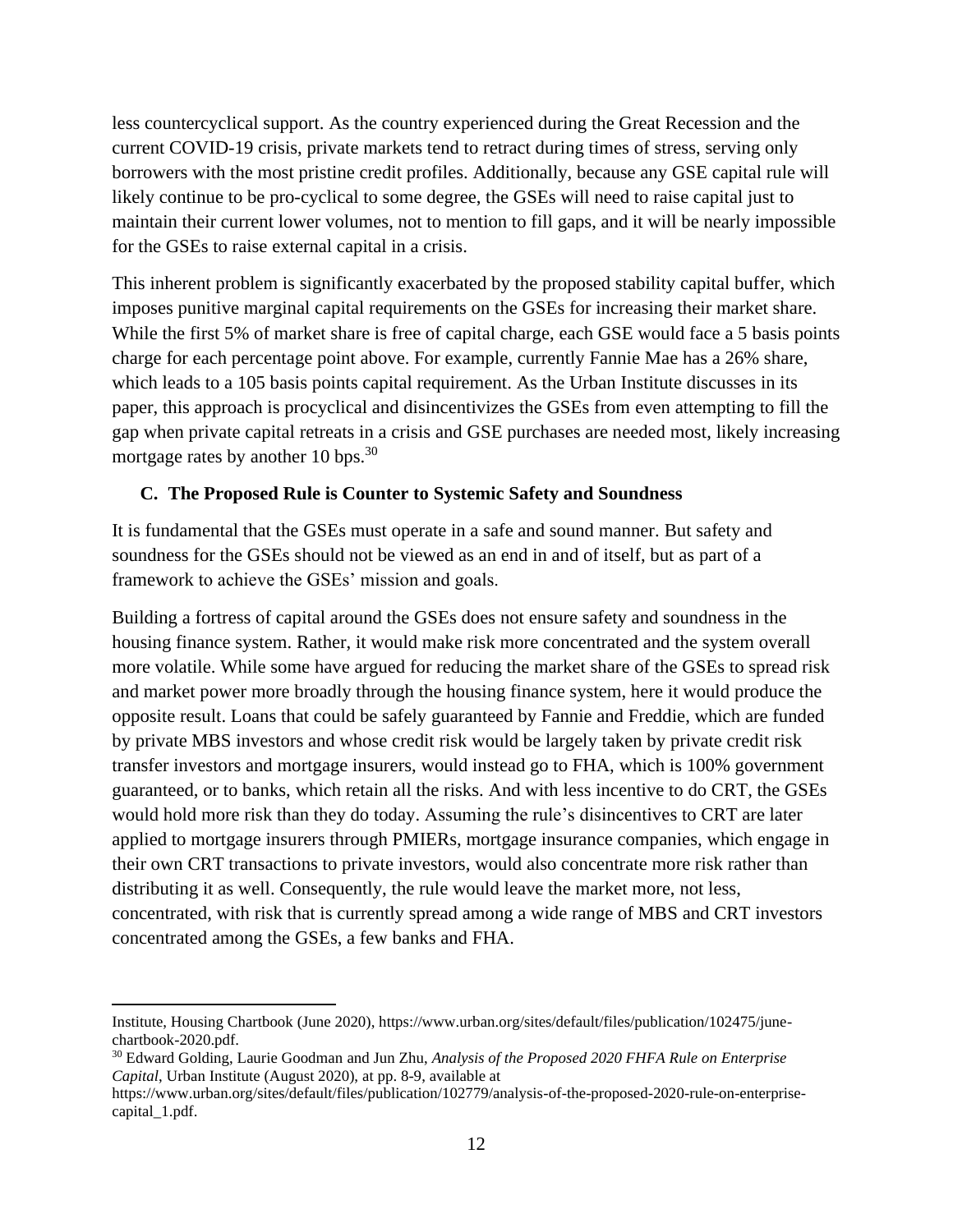less countercyclical support. As the country experienced during the Great Recession and the current COVID-19 crisis, private markets tend to retract during times of stress, serving only borrowers with the most pristine credit profiles. Additionally, because any GSE capital rule will likely continue to be pro-cyclical to some degree, the GSEs will need to raise capital just to maintain their current lower volumes, not to mention to fill gaps, and it will be nearly impossible for the GSEs to raise external capital in a crisis.

This inherent problem is significantly exacerbated by the proposed stability capital buffer, which imposes punitive marginal capital requirements on the GSEs for increasing their market share. While the first 5% of market share is free of capital charge, each GSE would face a 5 basis points charge for each percentage point above. For example, currently Fannie Mae has a 26% share, which leads to a 105 basis points capital requirement. As the Urban Institute discusses in its paper, this approach is procyclical and disincentivizes the GSEs from even attempting to fill the gap when private capital retreats in a crisis and GSE purchases are needed most, likely increasing mortgage rates by another 10 bps.[30]

### C. The Proposed Rule is Counter to Systemic Safety and Soundness

It is fundamental that the GSEs must operate in a safe and sound manner. But safety and soundness for the GSEs should not be viewed as an end in and of itself, but as part of a framework to achieve the GSEs' mission and goals.

Building a fortress of capital around the GSEs does not ensure safety and soundness in the housing finance system. Rather, it would make risk more concentrated and the system overall more volatile. While some have argued for reducing the market share of the GSEs to spread risk and market power more broadly through the housing finance system, here it would produce the opposite result. Loans that could be safely guaranteed by Fannie and Freddie, which are funded by private MBS investors and whose credit risk would be largely taken by private credit risk transfer investors and mortgage insurers, would instead go to FHA, which is 100% government guaranteed, or to banks, which retain all the risks. And with less incentive to do CRT, the GSEs would hold more risk than they do today. Assuming the rule's disincentives to CRT are later applied to mortgage insurers through PMIERs, mortgage insurance companies, which engage in their own CRT transactions to private investors, would also concentrate more risk rather than distributing it as well. Consequently, the rule would leave the market more, not less, concentrated, with risk that is currently spread among a wide range of MBS and CRT investors concentrated among the GSEs, a few banks and FHA.

---

Institute, Housing Chartbook (June 2020), https://www.urban.org/sites/default/files/publication/102475/june-chartbook-2020.pdf.

[30] Edward Golding, Laurie Goodman and Jun Zhu, *Analysis of the Proposed 2020 FHFA Rule on Enterprise Capital*, Urban Institute (August 2020), at pp. 8-9, available at https://www.urban.org/sites/default/files/publication/102779/analysis-of-the-proposed-2020-rule-on-enterprise-capital_1.pdf.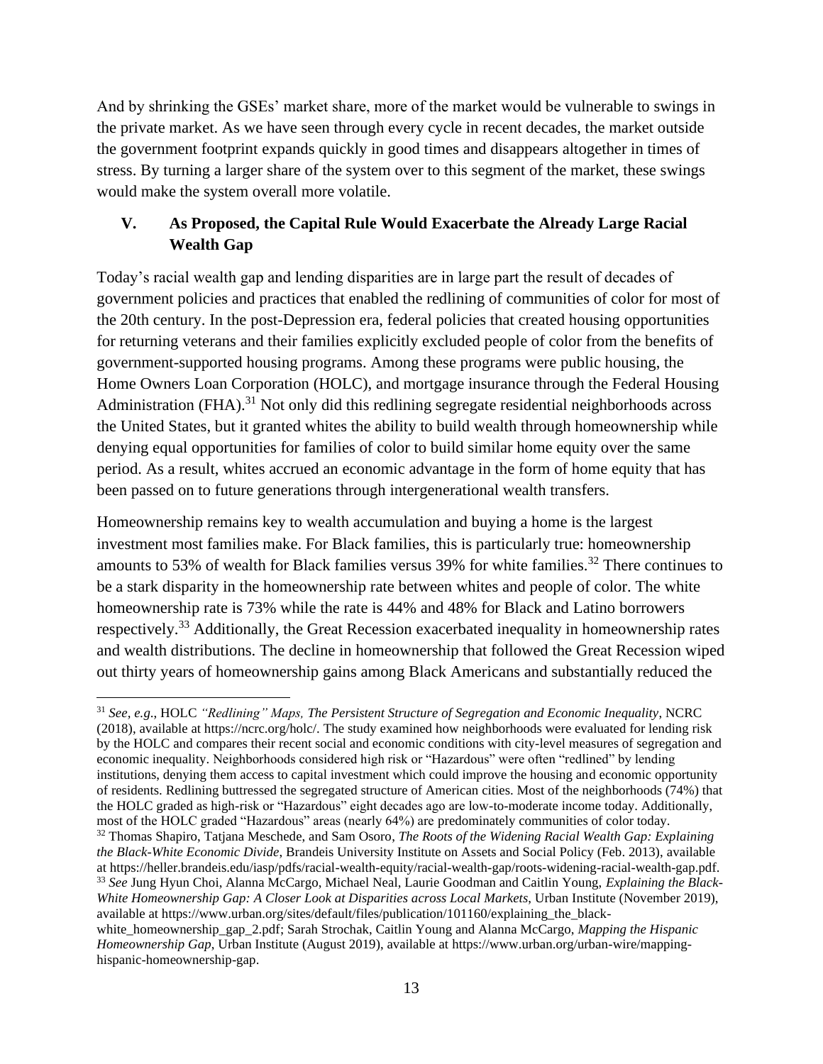And by shrinking the GSEs' market share, more of the market would be vulnerable to swings in the private market. As we have seen through every cycle in recent decades, the market outside the government footprint expands quickly in good times and disappears altogether in times of stress. By turning a larger share of the system over to this segment of the market, these swings would make the system overall more volatile.

## V. As Proposed, the Capital Rule Would Exacerbate the Already Large Racial Wealth Gap

Today's racial wealth gap and lending disparities are in large part the result of decades of government policies and practices that enabled the redlining of communities of color for most of the 20th century. In the post-Depression era, federal policies that created housing opportunities for returning veterans and their families explicitly excluded people of color from the benefits of government-supported housing programs. Among these programs were public housing, the Home Owners Loan Corporation (HOLC), and mortgage insurance through the Federal Housing Administration (FHA).[31] Not only did this redlining segregate residential neighborhoods across the United States, but it granted whites the ability to build wealth through homeownership while denying equal opportunities for families of color to build similar home equity over the same period. As a result, whites accrued an economic advantage in the form of home equity that has been passed on to future generations through intergenerational wealth transfers.

Homeownership remains key to wealth accumulation and buying a home is the largest investment most families make. For Black families, this is particularly true: homeownership amounts to 53% of wealth for Black families versus 39% for white families.[32] There continues to be a stark disparity in the homeownership rate between whites and people of color. The white homeownership rate is 73% while the rate is 44% and 48% for Black and Latino borrowers respectively.[33] Additionally, the Great Recession exacerbated inequality in homeownership rates and wealth distributions. The decline in homeownership that followed the Great Recession wiped out thirty years of homeownership gains among Black Americans and substantially reduced the

---

[31] *See, e.g.,* HOLC *"Redlining" Maps, The Persistent Structure of Segregation and Economic Inequality*, NCRC (2018), available at https://ncrc.org/holc/. The study examined how neighborhoods were evaluated for lending risk by the HOLC and compares their recent social and economic conditions with city-level measures of segregation and economic inequality. Neighborhoods considered high risk or "Hazardous" were often "redlined" by lending institutions, denying them access to capital investment which could improve the housing and economic opportunity of residents. Redlining buttressed the segregated structure of American cities. Most of the neighborhoods (74%) that the HOLC graded as high-risk or "Hazardous" eight decades ago are low-to-moderate income today. Additionally, most of the HOLC graded "Hazardous" areas (nearly 64%) are predominately communities of color today.

[32] Thomas Shapiro, Tatjana Meschede, and Sam Osoro, *The Roots of the Widening Racial Wealth Gap: Explaining the Black-White Economic Divide*, Brandeis University Institute on Assets and Social Policy (Feb. 2013), available at https://heller.brandeis.edu/iasp/pdfs/racial-wealth-equity/racial-wealth-gap/roots-widening-racial-wealth-gap.pdf.

[33] *See* Jung Hyun Choi, Alanna McCargo, Michael Neal, Laurie Goodman and Caitlin Young, *Explaining the Black-White Homeownership Gap: A Closer Look at Disparities across Local Markets*, Urban Institute (November 2019), available at https://www.urban.org/sites/default/files/publication/101160/explaining_the_black-white_homeownership_gap_2.pdf; Sarah Strochak, Caitlin Young and Alanna McCargo, *Mapping the Hispanic Homeownership Gap*, Urban Institute (August 2019), available at https://www.urban.org/urban-wire/mapping-hispanic-homeownership-gap.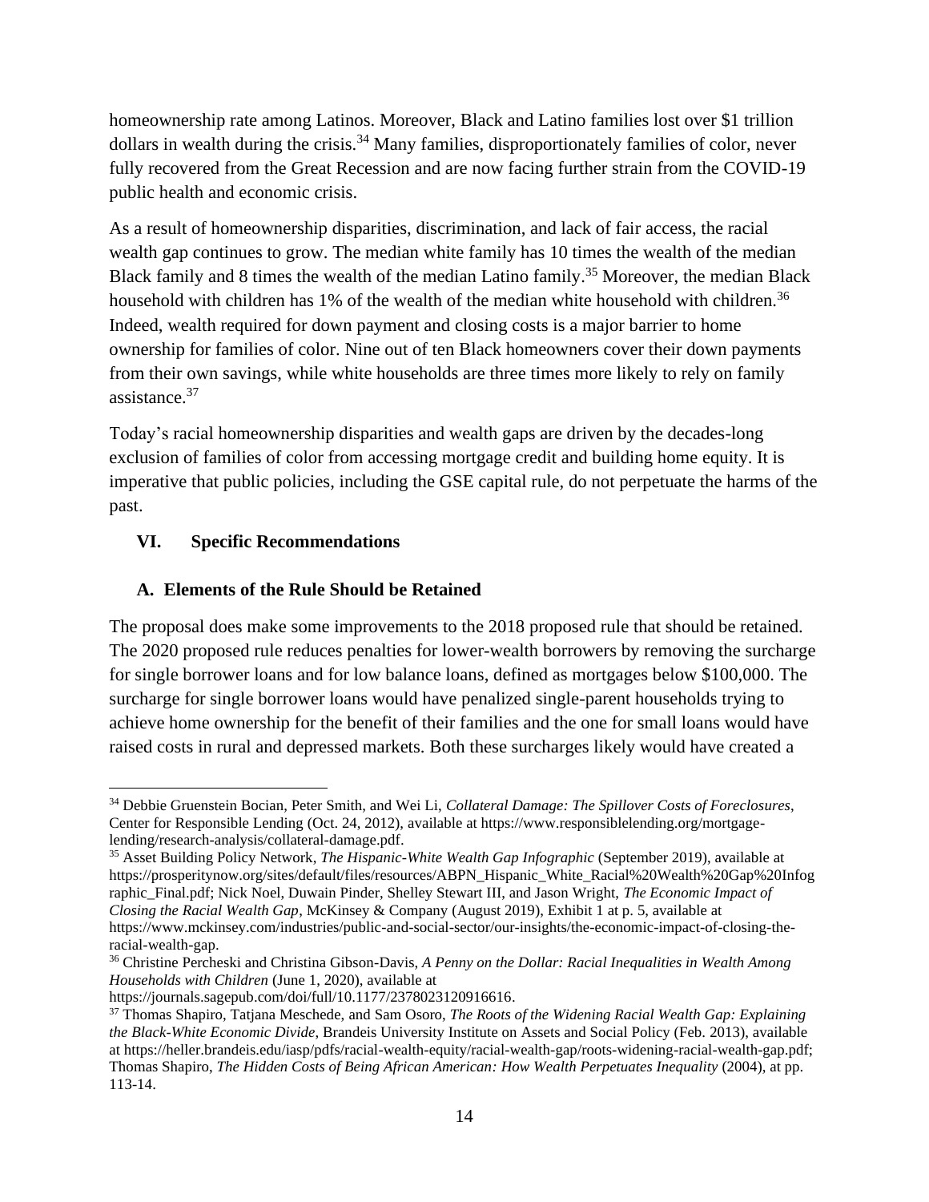homeownership rate among Latinos. Moreover, Black and Latino families lost over $1 trillion dollars in wealth during the crisis.[34] Many families, disproportionately families of color, never fully recovered from the Great Recession and are now facing further strain from the COVID-19 public health and economic crisis.

As a result of homeownership disparities, discrimination, and lack of fair access, the racial wealth gap continues to grow. The median white family has 10 times the wealth of the median Black family and 8 times the wealth of the median Latino family.[35] Moreover, the median Black household with children has 1% of the wealth of the median white household with children.[36] Indeed, wealth required for down payment and closing costs is a major barrier to home ownership for families of color. Nine out of ten Black homeowners cover their down payments from their own savings, while white households are three times more likely to rely on family assistance.[37]

Today's racial homeownership disparities and wealth gaps are driven by the decades-long exclusion of families of color from accessing mortgage credit and building home equity. It is imperative that public policies, including the GSE capital rule, do not perpetuate the harms of the past.

## VI. Specific Recommendations

### A. Elements of the Rule Should be Retained

The proposal does make some improvements to the 2018 proposed rule that should be retained. The 2020 proposed rule reduces penalties for lower-wealth borrowers by removing the surcharge for single borrower loans and for low balance loans, defined as mortgages below $100,000. The surcharge for single borrower loans would have penalized single-parent households trying to achieve home ownership for the benefit of their families and the one for small loans would have raised costs in rural and depressed markets. Both these surcharges likely would have created a

---

[34] Debbie Gruenstein Bocian, Peter Smith, and Wei Li, *Collateral Damage: The Spillover Costs of Foreclosures*, Center for Responsible Lending (Oct. 24, 2012), available at https://www.responsiblelending.org/mortgage-lending/research-analysis/collateral-damage.pdf.

[35] Asset Building Policy Network, *The Hispanic-White Wealth Gap Infographic* (September 2019), available at https://prosperitynow.org/sites/default/files/resources/ABPN_Hispanic_White_Racial%20Wealth%20Gap%20Infographic_Final.pdf; Nick Noel, Duwain Pinder, Shelley Stewart III, and Jason Wright, *The Economic Impact of Closing the Racial Wealth Gap*, McKinsey & Company (August 2019), Exhibit 1 at p. 5, available at https://www.mckinsey.com/industries/public-and-social-sector/our-insights/the-economic-impact-of-closing-the-racial-wealth-gap.

[36] Christine Percheski and Christina Gibson-Davis, *A Penny on the Dollar: Racial Inequalities in Wealth Among Households with Children* (June 1, 2020), available at https://journals.sagepub.com/doi/full/10.1177/2378023120916616.

[37] Thomas Shapiro, Tatjana Meschede, and Sam Osoro, *The Roots of the Widening Racial Wealth Gap: Explaining the Black-White Economic Divide*, Brandeis University Institute on Assets and Social Policy (Feb. 2013), available at https://heller.brandeis.edu/iasp/pdfs/racial-wealth-equity/racial-wealth-gap/roots-widening-racial-wealth-gap.pdf; Thomas Shapiro, *The Hidden Costs of Being African American: How Wealth Perpetuates Inequality* (2004), at pp. 113-14.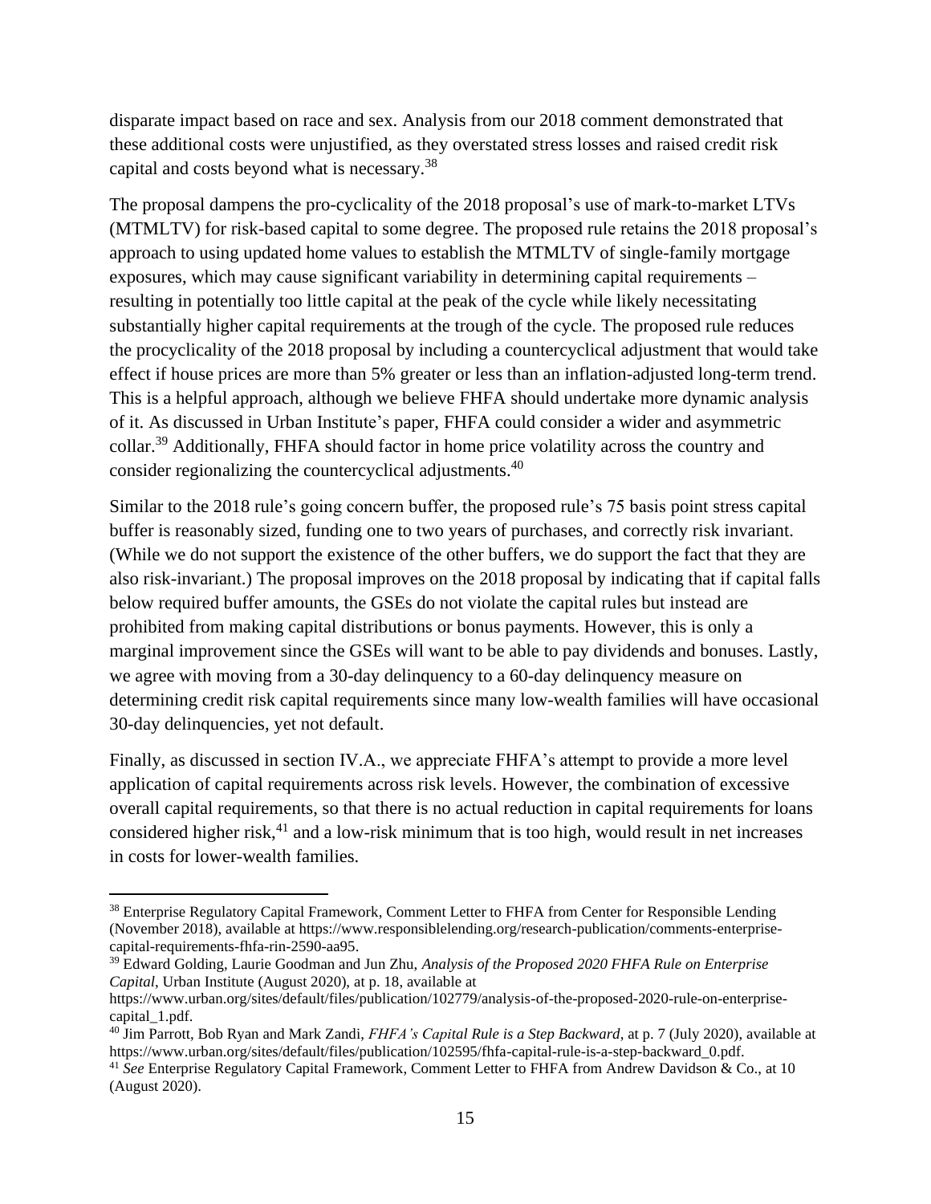disparate impact based on race and sex. Analysis from our 2018 comment demonstrated that these additional costs were unjustified, as they overstated stress losses and raised credit risk capital and costs beyond what is necessary.[38]

The proposal dampens the pro-cyclicality of the 2018 proposal's use of mark-to-market LTVs (MTMLTV) for risk-based capital to some degree. The proposed rule retains the 2018 proposal's approach to using updated home values to establish the MTMLTV of single-family mortgage exposures, which may cause significant variability in determining capital requirements – resulting in potentially too little capital at the peak of the cycle while likely necessitating substantially higher capital requirements at the trough of the cycle. The proposed rule reduces the procyclicality of the 2018 proposal by including a countercyclical adjustment that would take effect if house prices are more than 5% greater or less than an inflation-adjusted long-term trend. This is a helpful approach, although we believe FHFA should undertake more dynamic analysis of it. As discussed in Urban Institute's paper, FHFA could consider a wider and asymmetric collar.[39] Additionally, FHFA should factor in home price volatility across the country and consider regionalizing the countercyclical adjustments.[40]

Similar to the 2018 rule's going concern buffer, the proposed rule's 75 basis point stress capital buffer is reasonably sized, funding one to two years of purchases, and correctly risk invariant. (While we do not support the existence of the other buffers, we do support the fact that they are also risk-invariant.) The proposal improves on the 2018 proposal by indicating that if capital falls below required buffer amounts, the GSEs do not violate the capital rules but instead are prohibited from making capital distributions or bonus payments. However, this is only a marginal improvement since the GSEs will want to be able to pay dividends and bonuses. Lastly, we agree with moving from a 30-day delinquency to a 60-day delinquency measure on determining credit risk capital requirements since many low-wealth families will have occasional 30-day delinquencies, yet not default.

Finally, as discussed in section IV.A., we appreciate FHFA's attempt to provide a more level application of capital requirements across risk levels. However, the combination of excessive overall capital requirements, so that there is no actual reduction in capital requirements for loans considered higher risk,[41] and a low-risk minimum that is too high, would result in net increases in costs for lower-wealth families.

---

[38] Enterprise Regulatory Capital Framework, Comment Letter to FHFA from Center for Responsible Lending (November 2018), available at https://www.responsiblelending.org/research-publication/comments-enterprise-capital-requirements-fhfa-rin-2590-aa95.

[39] Edward Golding, Laurie Goodman and Jun Zhu, *Analysis of the Proposed 2020 FHFA Rule on Enterprise Capital*, Urban Institute (August 2020), at p. 18, available at https://www.urban.org/sites/default/files/publication/102779/analysis-of-the-proposed-2020-rule-on-enterprise-capital_1.pdf.

[40] Jim Parrott, Bob Ryan and Mark Zandi, *FHFA's Capital Rule is a Step Backward*, at p. 7 (July 2020), available at https://www.urban.org/sites/default/files/publication/102595/fhfa-capital-rule-is-a-step-backward_0.pdf.

[41] *See* Enterprise Regulatory Capital Framework, Comment Letter to FHFA from Andrew Davidson & Co., at 10 (August 2020).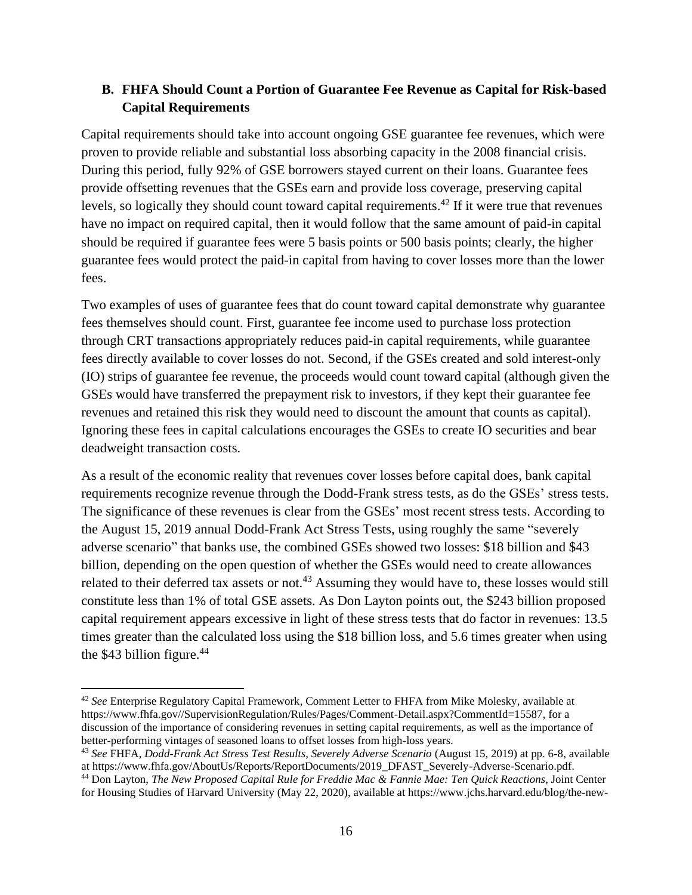### B. FHFA Should Count a Portion of Guarantee Fee Revenue as Capital for Risk-based Capital Requirements

Capital requirements should take into account ongoing GSE guarantee fee revenues, which were proven to provide reliable and substantial loss absorbing capacity in the 2008 financial crisis. During this period, fully 92% of GSE borrowers stayed current on their loans. Guarantee fees provide offsetting revenues that the GSEs earn and provide loss coverage, preserving capital levels, so logically they should count toward capital requirements.[42] If it were true that revenues have no impact on required capital, then it would follow that the same amount of paid-in capital should be required if guarantee fees were 5 basis points or 500 basis points; clearly, the higher guarantee fees would protect the paid-in capital from having to cover losses more than the lower fees.

Two examples of uses of guarantee fees that do count toward capital demonstrate why guarantee fees themselves should count. First, guarantee fee income used to purchase loss protection through CRT transactions appropriately reduces paid-in capital requirements, while guarantee fees directly available to cover losses do not. Second, if the GSEs created and sold interest-only (IO) strips of guarantee fee revenue, the proceeds would count toward capital (although given the GSEs would have transferred the prepayment risk to investors, if they kept their guarantee fee revenues and retained this risk they would need to discount the amount that counts as capital). Ignoring these fees in capital calculations encourages the GSEs to create IO securities and bear deadweight transaction costs.

As a result of the economic reality that revenues cover losses before capital does, bank capital requirements recognize revenue through the Dodd-Frank stress tests, as do the GSEs' stress tests. The significance of these revenues is clear from the GSEs' most recent stress tests. According to the August 15, 2019 annual Dodd-Frank Act Stress Tests, using roughly the same "severely adverse scenario" that banks use, the combined GSEs showed two losses: \$18 billion and \$43 billion, depending on the open question of whether the GSEs would need to create allowances related to their deferred tax assets or not.[43] Assuming they would have to, these losses would still constitute less than 1% of total GSE assets. As Don Layton points out, the \$243 billion proposed capital requirement appears excessive in light of these stress tests that do factor in revenues: 13.5 times greater than the calculated loss using the \$18 billion loss, and 5.6 times greater when using the \$43 billion figure.[44]

---

[42] *See* Enterprise Regulatory Capital Framework, Comment Letter to FHFA from Mike Molesky, available at https://www.fhfa.gov//SupervisionRegulation/Rules/Pages/Comment-Detail.aspx?CommentId=15587, for a discussion of the importance of considering revenues in setting capital requirements, as well as the importance of better-performing vintages of seasoned loans to offset losses from high-loss years.

[43] *See* FHFA, *Dodd-Frank Act Stress Test Results, Severely Adverse Scenario* (August 15, 2019) at pp. 6-8, available at https://www.fhfa.gov/AboutUs/Reports/ReportDocuments/2019_DFAST_Severely-Adverse-Scenario.pdf.

[44] Don Layton, *The New Proposed Capital Rule for Freddie Mac & Fannie Mae: Ten Quick Reactions*, Joint Center for Housing Studies of Harvard University (May 22, 2020), available at https://www.jchs.harvard.edu/blog/the-new-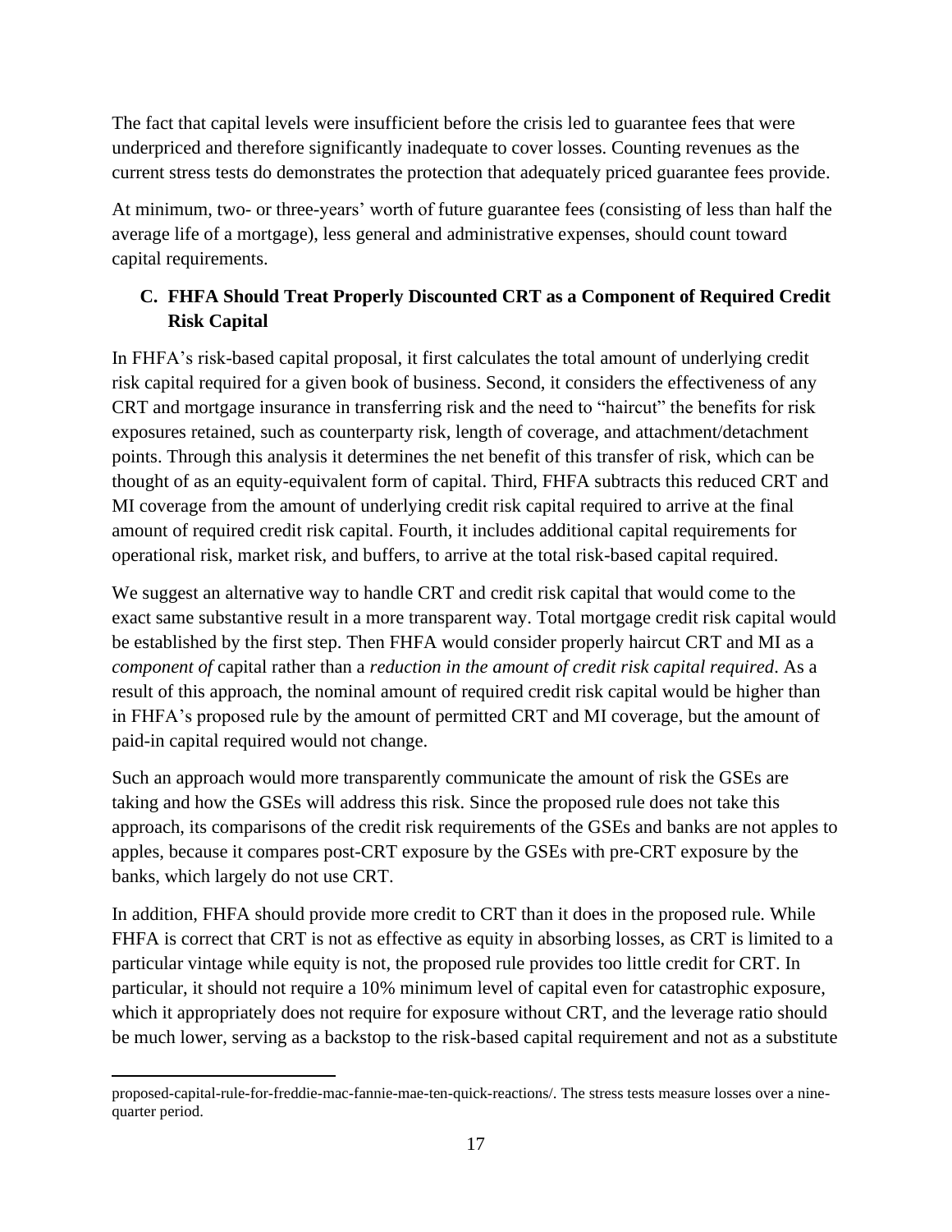The fact that capital levels were insufficient before the crisis led to guarantee fees that were underpriced and therefore significantly inadequate to cover losses. Counting revenues as the current stress tests do demonstrates the protection that adequately priced guarantee fees provide.

At minimum, two- or three-years' worth of future guarantee fees (consisting of less than half the average life of a mortgage), less general and administrative expenses, should count toward capital requirements.

### C. FHFA Should Treat Properly Discounted CRT as a Component of Required Credit Risk Capital

In FHFA's risk-based capital proposal, it first calculates the total amount of underlying credit risk capital required for a given book of business. Second, it considers the effectiveness of any CRT and mortgage insurance in transferring risk and the need to "haircut" the benefits for risk exposures retained, such as counterparty risk, length of coverage, and attachment/detachment points. Through this analysis it determines the net benefit of this transfer of risk, which can be thought of as an equity-equivalent form of capital. Third, FHFA subtracts this reduced CRT and MI coverage from the amount of underlying credit risk capital required to arrive at the final amount of required credit risk capital. Fourth, it includes additional capital requirements for operational risk, market risk, and buffers, to arrive at the total risk-based capital required.

We suggest an alternative way to handle CRT and credit risk capital that would come to the exact same substantive result in a more transparent way. Total mortgage credit risk capital would be established by the first step. Then FHFA would consider properly haircut CRT and MI as a *component of* capital rather than a *reduction in the amount of credit risk capital required*. As a result of this approach, the nominal amount of required credit risk capital would be higher than in FHFA's proposed rule by the amount of permitted CRT and MI coverage, but the amount of paid-in capital required would not change.

Such an approach would more transparently communicate the amount of risk the GSEs are taking and how the GSEs will address this risk. Since the proposed rule does not take this approach, its comparisons of the credit risk requirements of the GSEs and banks are not apples to apples, because it compares post-CRT exposure by the GSEs with pre-CRT exposure by the banks, which largely do not use CRT.

In addition, FHFA should provide more credit to CRT than it does in the proposed rule. While FHFA is correct that CRT is not as effective as equity in absorbing losses, as CRT is limited to a particular vintage while equity is not, the proposed rule provides too little credit for CRT. In particular, it should not require a 10% minimum level of capital even for catastrophic exposure, which it appropriately does not require for exposure without CRT, and the leverage ratio should be much lower, serving as a backstop to the risk-based capital requirement and not as a substitute

---

proposed-capital-rule-for-freddie-mac-fannie-mae-ten-quick-reactions/. The stress tests measure losses over a nine-quarter period.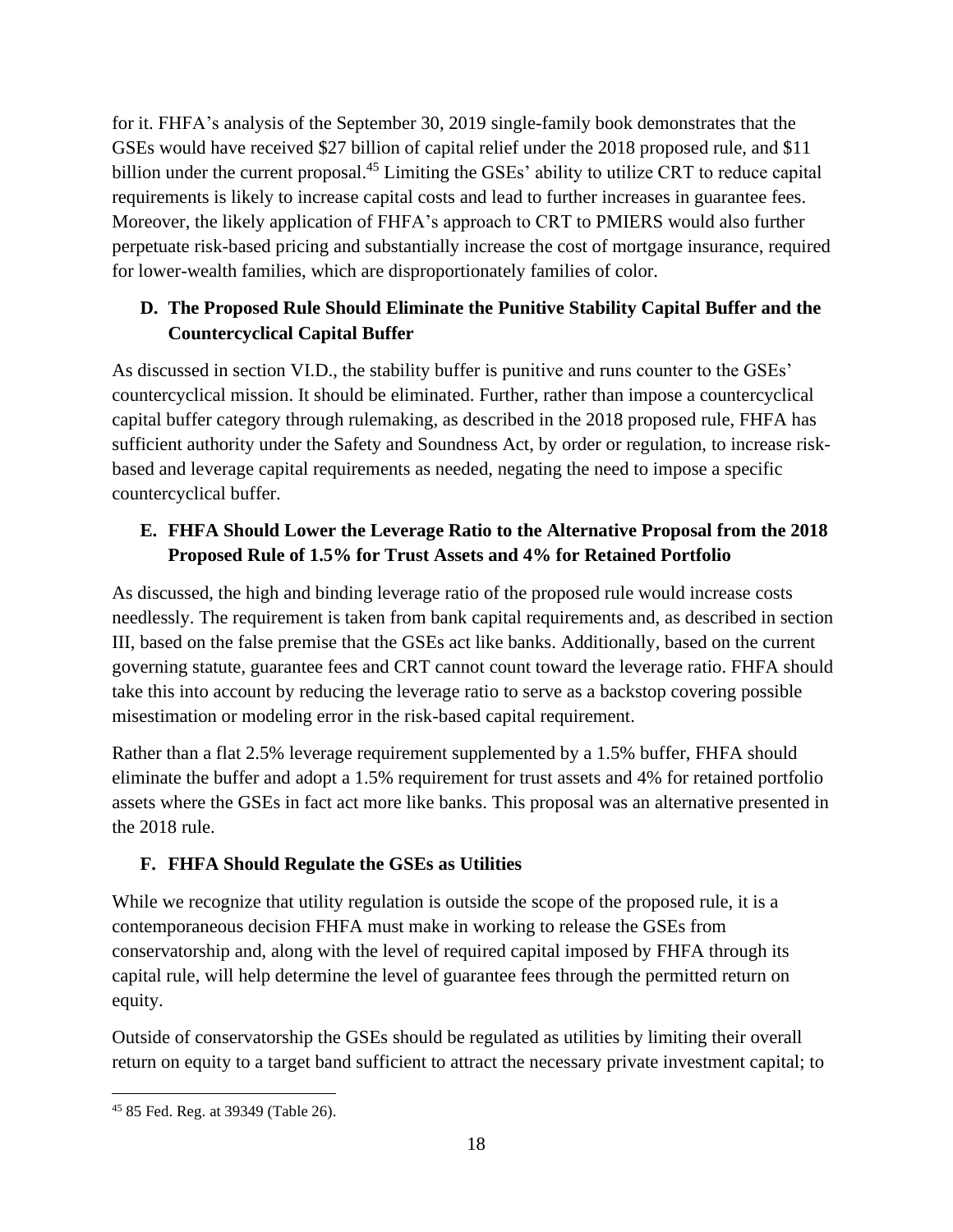for it. FHFA's analysis of the September 30, 2019 single-family book demonstrates that the GSEs would have received $27 billion of capital relief under the 2018 proposed rule, and $11 billion under the current proposal.[45] Limiting the GSEs' ability to utilize CRT to reduce capital requirements is likely to increase capital costs and lead to further increases in guarantee fees. Moreover, the likely application of FHFA's approach to CRT to PMIERS would also further perpetuate risk-based pricing and substantially increase the cost of mortgage insurance, required for lower-wealth families, which are disproportionately families of color.

### D. The Proposed Rule Should Eliminate the Punitive Stability Capital Buffer and the Countercyclical Capital Buffer

As discussed in section VI.D., the stability buffer is punitive and runs counter to the GSEs' countercyclical mission. It should be eliminated. Further, rather than impose a countercyclical capital buffer category through rulemaking, as described in the 2018 proposed rule, FHFA has sufficient authority under the Safety and Soundness Act, by order or regulation, to increase risk-based and leverage capital requirements as needed, negating the need to impose a specific countercyclical buffer.

### E. FHFA Should Lower the Leverage Ratio to the Alternative Proposal from the 2018 Proposed Rule of 1.5% for Trust Assets and 4% for Retained Portfolio

As discussed, the high and binding leverage ratio of the proposed rule would increase costs needlessly. The requirement is taken from bank capital requirements and, as described in section III, based on the false premise that the GSEs act like banks. Additionally, based on the current governing statute, guarantee fees and CRT cannot count toward the leverage ratio. FHFA should take this into account by reducing the leverage ratio to serve as a backstop covering possible misestimation or modeling error in the risk-based capital requirement.

Rather than a flat 2.5% leverage requirement supplemented by a 1.5% buffer, FHFA should eliminate the buffer and adopt a 1.5% requirement for trust assets and 4% for retained portfolio assets where the GSEs in fact act more like banks. This proposal was an alternative presented in the 2018 rule.

### F. FHFA Should Regulate the GSEs as Utilities

While we recognize that utility regulation is outside the scope of the proposed rule, it is a contemporaneous decision FHFA must make in working to release the GSEs from conservatorship and, along with the level of required capital imposed by FHFA through its capital rule, will help determine the level of guarantee fees through the permitted return on equity.

Outside of conservatorship the GSEs should be regulated as utilities by limiting their overall return on equity to a target band sufficient to attract the necessary private investment capital; to

---

[45] 85 Fed. Reg. at 39349 (Table 26).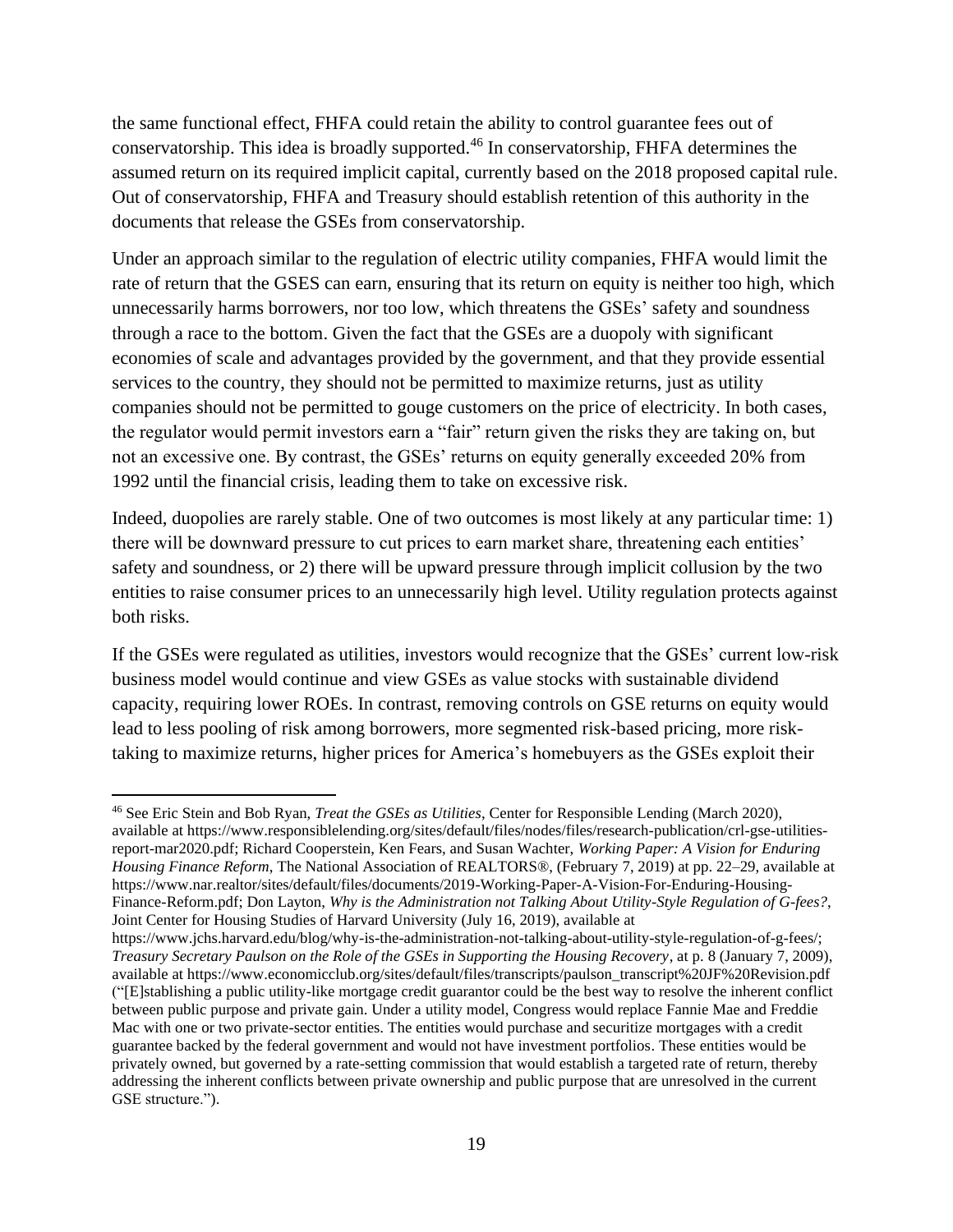the same functional effect, FHFA could retain the ability to control guarantee fees out of conservatorship. This idea is broadly supported.[46] In conservatorship, FHFA determines the assumed return on its required implicit capital, currently based on the 2018 proposed capital rule. Out of conservatorship, FHFA and Treasury should establish retention of this authority in the documents that release the GSEs from conservatorship.

Under an approach similar to the regulation of electric utility companies, FHFA would limit the rate of return that the GSES can earn, ensuring that its return on equity is neither too high, which unnecessarily harms borrowers, nor too low, which threatens the GSEs' safety and soundness through a race to the bottom. Given the fact that the GSEs are a duopoly with significant economies of scale and advantages provided by the government, and that they provide essential services to the country, they should not be permitted to maximize returns, just as utility companies should not be permitted to gouge customers on the price of electricity. In both cases, the regulator would permit investors earn a "fair" return given the risks they are taking on, but not an excessive one. By contrast, the GSEs' returns on equity generally exceeded 20% from 1992 until the financial crisis, leading them to take on excessive risk.

Indeed, duopolies are rarely stable. One of two outcomes is most likely at any particular time: 1) there will be downward pressure to cut prices to earn market share, threatening each entities' safety and soundness, or 2) there will be upward pressure through implicit collusion by the two entities to raise consumer prices to an unnecessarily high level. Utility regulation protects against both risks.

If the GSEs were regulated as utilities, investors would recognize that the GSEs' current low-risk business model would continue and view GSEs as value stocks with sustainable dividend capacity, requiring lower ROEs. In contrast, removing controls on GSE returns on equity would lead to less pooling of risk among borrowers, more segmented risk-based pricing, more risk-taking to maximize returns, higher prices for America's homebuyers as the GSEs exploit their

---

[46] See Eric Stein and Bob Ryan, *Treat the GSEs as Utilities*, Center for Responsible Lending (March 2020), available at https://www.responsiblelending.org/sites/default/files/nodes/files/research-publication/crl-gse-utilities-report-mar2020.pdf; Richard Cooperstein, Ken Fears, and Susan Wachter, *Working Paper: A Vision for Enduring Housing Finance Reform*, The National Association of REALTORS®, (February 7, 2019) at pp. 22–29, available at https://www.nar.realtor/sites/default/files/documents/2019-Working-Paper-A-Vision-For-Enduring-Housing-Finance-Reform.pdf; Don Layton, *Why is the Administration not Talking About Utility-Style Regulation of G-fees?*, Joint Center for Housing Studies of Harvard University (July 16, 2019), available at https://www.jchs.harvard.edu/blog/why-is-the-administration-not-talking-about-utility-style-regulation-of-g-fees/; *Treasury Secretary Paulson on the Role of the GSEs in Supporting the Housing Recovery*, at p. 8 (January 7, 2009), available at https://www.economicclub.org/sites/default/files/transcripts/paulson_transcript%20JF%20Revision.pdf ("[E]stablishing a public utility-like mortgage credit guarantor could be the best way to resolve the inherent conflict between public purpose and private gain. Under a utility model, Congress would replace Fannie Mae and Freddie Mac with one or two private-sector entities. The entities would purchase and securitize mortgages with a credit guarantee backed by the federal government and would not have investment portfolios. These entities would be privately owned, but governed by a rate-setting commission that would establish a targeted rate of return, thereby addressing the inherent conflicts between private ownership and public purpose that are unresolved in the current GSE structure.").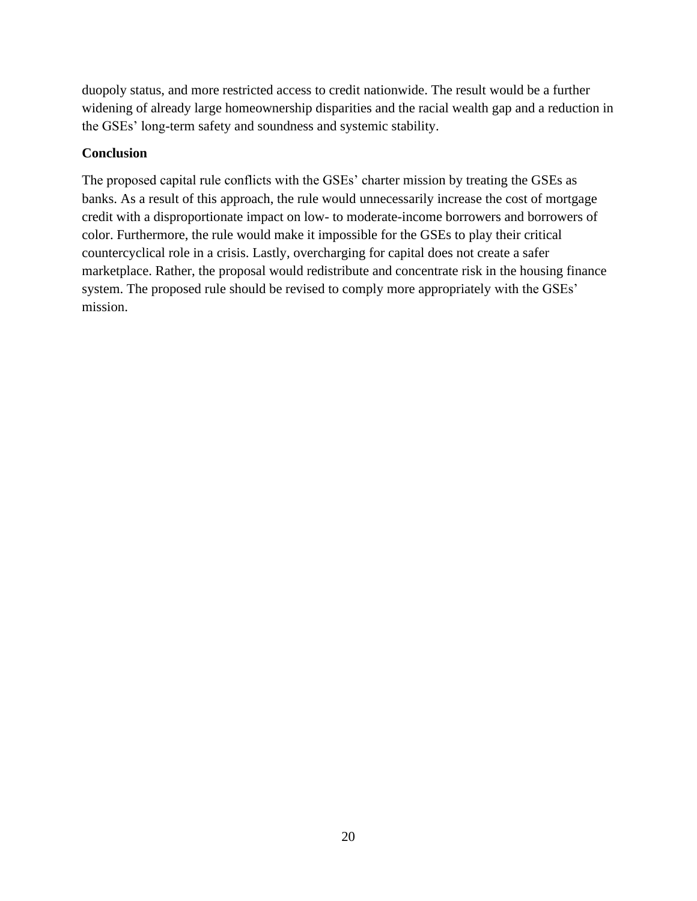duopoly status, and more restricted access to credit nationwide. The result would be a further widening of already large homeownership disparities and the racial wealth gap and a reduction in the GSEs' long-term safety and soundness and systemic stability.

**Conclusion**

The proposed capital rule conflicts with the GSEs' charter mission by treating the GSEs as banks. As a result of this approach, the rule would unnecessarily increase the cost of mortgage credit with a disproportionate impact on low- to moderate-income borrowers and borrowers of color. Furthermore, the rule would make it impossible for the GSEs to play their critical countercyclical role in a crisis. Lastly, overcharging for capital does not create a safer marketplace. Rather, the proposal would redistribute and concentrate risk in the housing finance system. The proposed rule should be revised to comply more appropriately with the GSEs' mission.